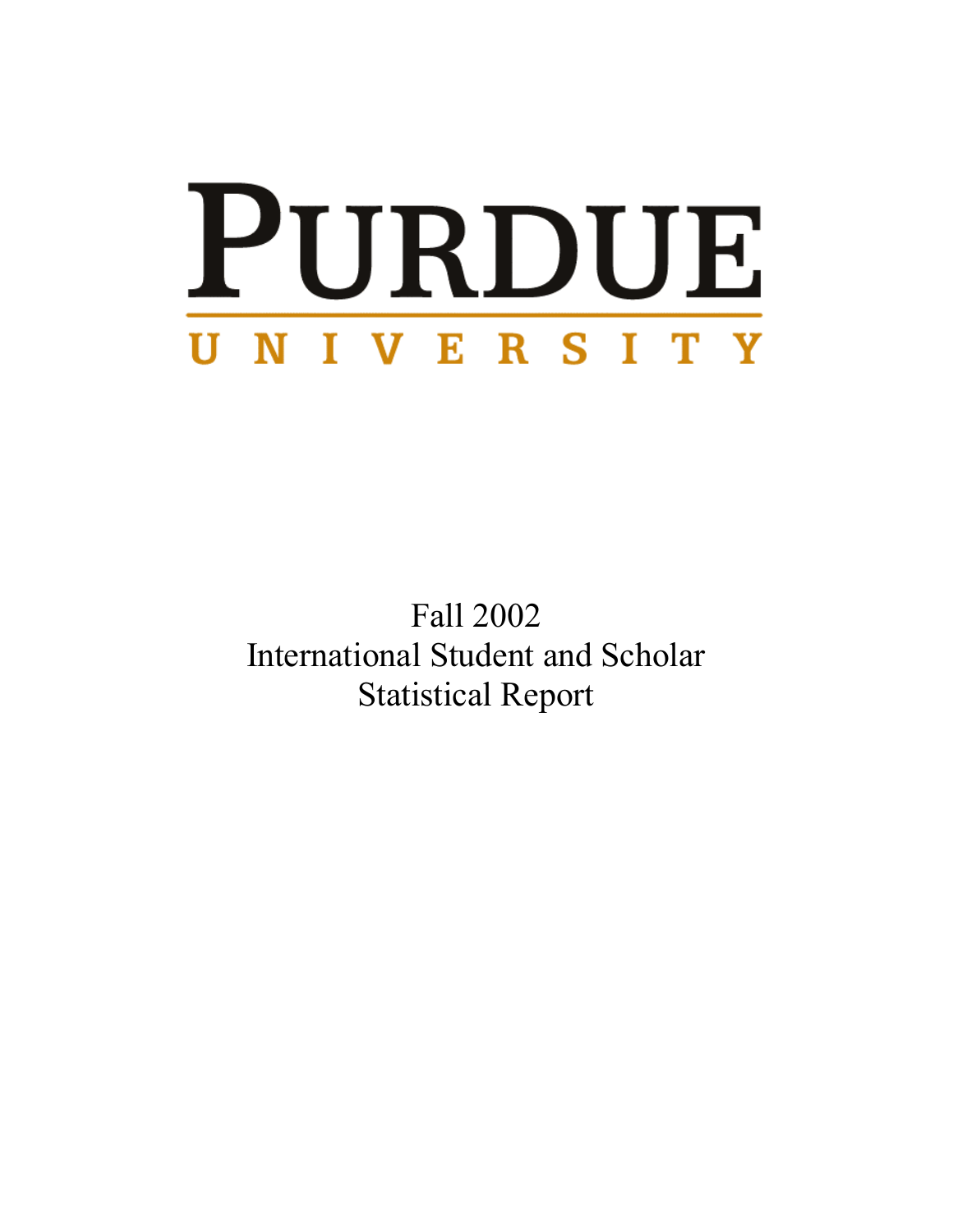# PURDUE UNIVERSITY

Fall 2002
International Student and Scholar
Statistical Report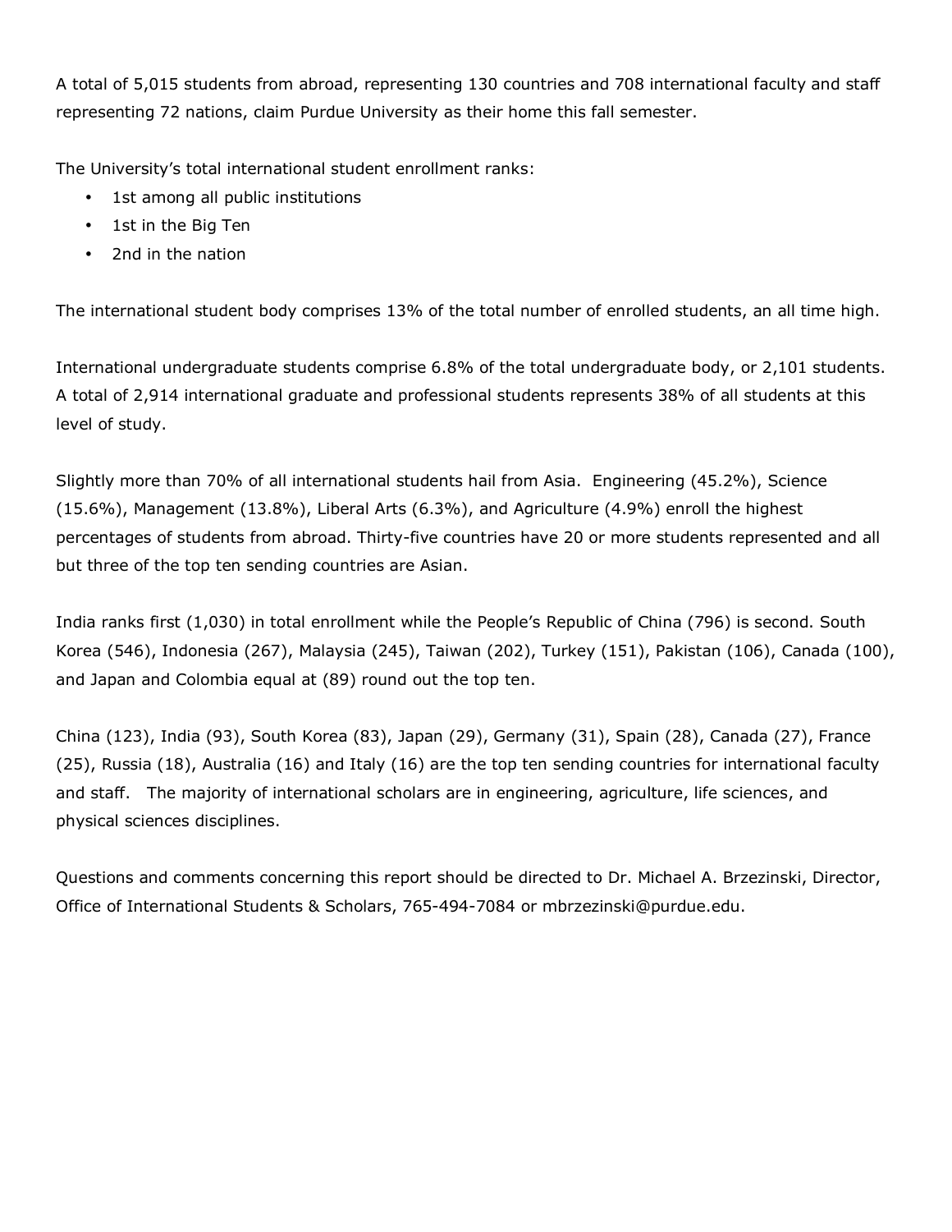A total of 5,015 students from abroad, representing 130 countries and 708 international faculty and staff representing 72 nations, claim Purdue University as their home this fall semester.

The University's total international student enrollment ranks:

- 1st among all public institutions
- 1st in the Big Ten
- 2nd in the nation

The international student body comprises 13% of the total number of enrolled students, an all time high.

International undergraduate students comprise 6.8% of the total undergraduate body, or 2,101 students. A total of 2,914 international graduate and professional students represents 38% of all students at this level of study.

Slightly more than 70% of all international students hail from Asia. Engineering (45.2%), Science (15.6%), Management (13.8%), Liberal Arts (6.3%), and Agriculture (4.9%) enroll the highest percentages of students from abroad. Thirty-five countries have 20 or more students represented and all but three of the top ten sending countries are Asian.

India ranks first (1,030) in total enrollment while the People's Republic of China (796) is second. South Korea (546), Indonesia (267), Malaysia (245), Taiwan (202), Turkey (151), Pakistan (106), Canada (100), and Japan and Colombia equal at (89) round out the top ten.

China (123), India (93), South Korea (83), Japan (29), Germany (31), Spain (28), Canada (27), France (25), Russia (18), Australia (16) and Italy (16) are the top ten sending countries for international faculty and staff. The majority of international scholars are in engineering, agriculture, life sciences, and physical sciences disciplines.

Questions and comments concerning this report should be directed to Dr. Michael A. Brzezinski, Director, Office of International Students & Scholars, 765-494-7084 or mbrzezinski@purdue.edu.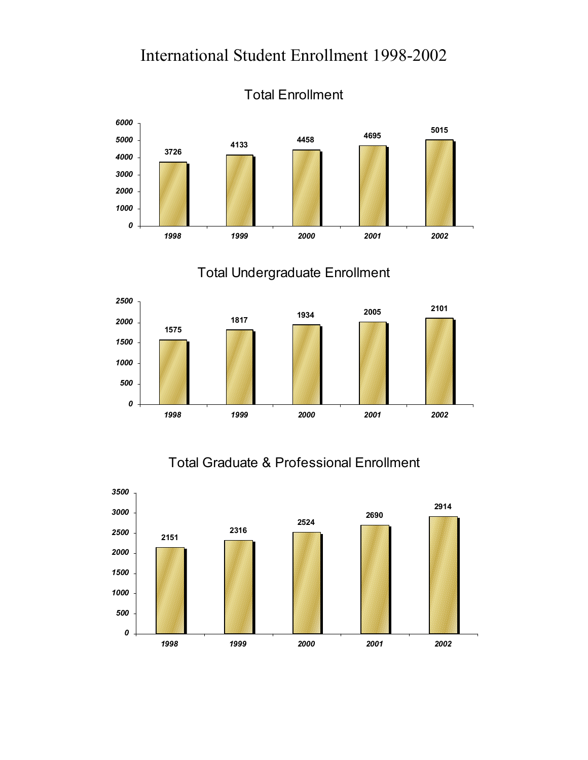# International Student Enrollment 1998-2002

## Total Enrollment

| Year | Enrollment |
|---|---|
| 1998 | 3726 |
| 1999 | 4133 |
| 2000 | 4458 |
| 2001 | 4695 |
| 2002 | 5015 |

## Total Undergraduate Enrollment

| Year | Enrollment |
|---|---|
| 1998 | 1575 |
| 1999 | 1817 |
| 2000 | 1934 |
| 2001 | 2005 |
| 2002 | 2101 |

## Total Graduate & Professional Enrollment

| Year | Enrollment |
|---|---|
| 1998 | 2151 |
| 1999 | 2316 |
| 2000 | 2524 |
| 2001 | 2690 |
| 2002 | 2914 |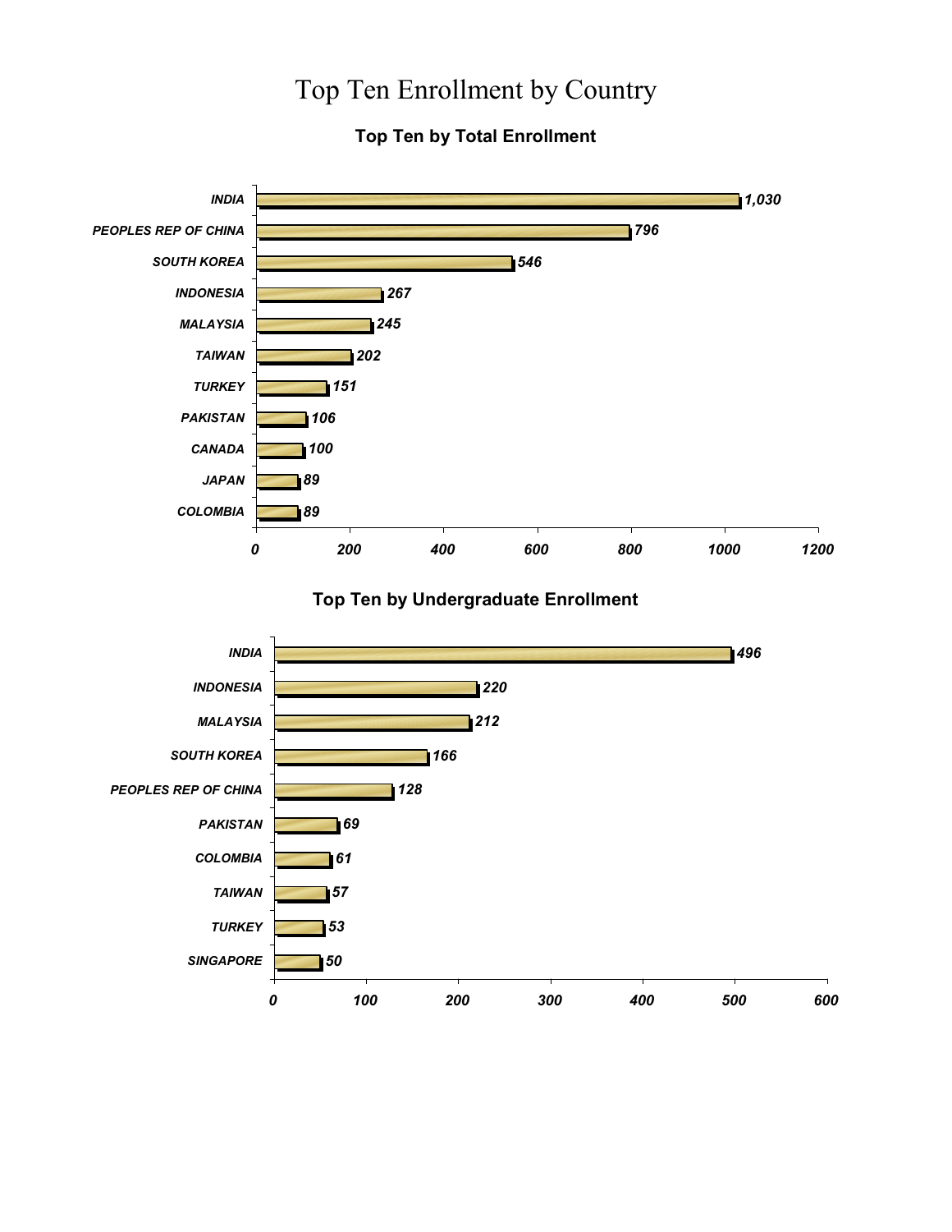# Top Ten Enrollment by Country

## Top Ten by Total Enrollment

| Country | Enrollment |
|---|---|
| INDIA | 1,030 |
| PEOPLES REP OF CHINA | 796 |
| SOUTH KOREA | 546 |
| INDONESIA | 267 |
| MALAYSIA | 245 |
| TAIWAN | 202 |
| TURKEY | 151 |
| PAKISTAN | 106 |
| CANADA | 100 |
| JAPAN | 89 |
| COLOMBIA | 89 |

## Top Ten by Undergraduate Enrollment

| Country | Enrollment |
|---|---|
| INDIA | 496 |
| INDONESIA | 220 |
| MALAYSIA | 212 |
| SOUTH KOREA | 166 |
| PEOPLES REP OF CHINA | 128 |
| PAKISTAN | 69 |
| COLOMBIA | 61 |
| TAIWAN | 57 |
| TURKEY | 53 |
| SINGAPORE | 50 |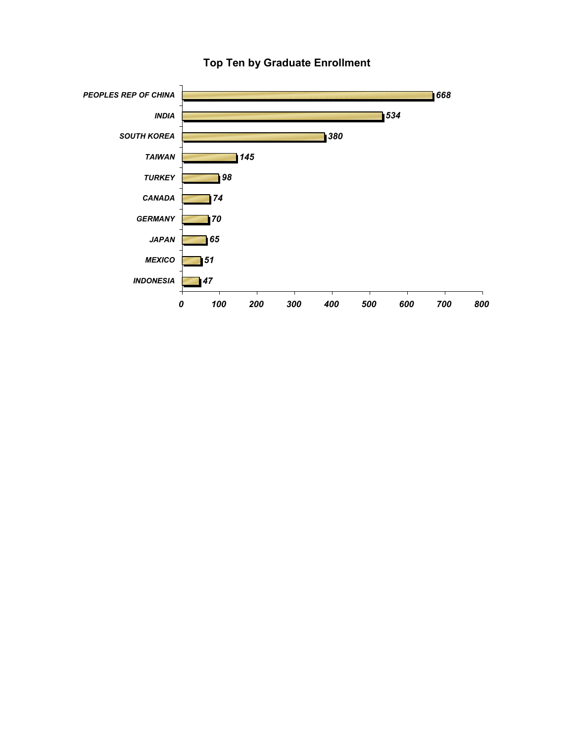## Top Ten by Graduate Enrollment

| Country | Graduate Enrollment |
|---|---|
| PEOPLES REP OF CHINA | 668 |
| INDIA | 534 |
| SOUTH KOREA | 380 |
| TAIWAN | 145 |
| TURKEY | 98 |
| CANADA | 74 |
| GERMANY | 70 |
| JAPAN | 65 |
| MEXICO | 51 |
| INDONESIA | 47 |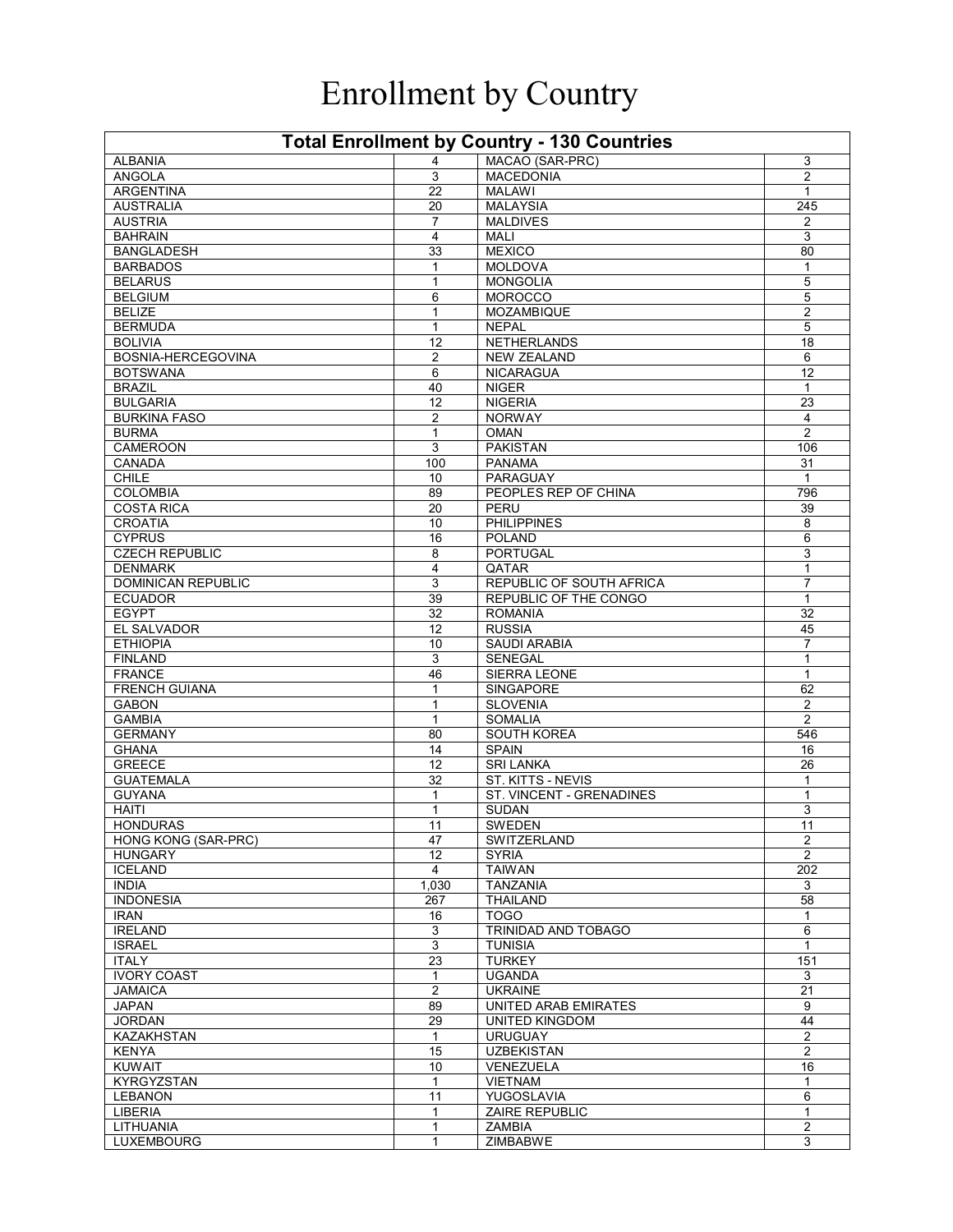# Enrollment by Country

| Total Enrollment by Country - 130 Countries | | | |
|---|---|---|---|
| ALBANIA | 4 | MACAO (SAR-PRC) | 3 |
| ANGOLA | 3 | MACEDONIA | 2 |
| ARGENTINA | 22 | MALAWI | 1 |
| AUSTRALIA | 20 | MALAYSIA | 245 |
| AUSTRIA | 7 | MALDIVES | 2 |
| BAHRAIN | 4 | MALI | 3 |
| BANGLADESH | 33 | MEXICO | 80 |
| BARBADOS | 1 | MOLDOVA | 1 |
| BELARUS | 1 | MONGOLIA | 5 |
| BELGIUM | 6 | MOROCCO | 5 |
| BELIZE | 1 | MOZAMBIQUE | 2 |
| BERMUDA | 1 | NEPAL | 5 |
| BOLIVIA | 12 | NETHERLANDS | 18 |
| BOSNIA-HERCEGOVINA | 2 | NEW ZEALAND | 6 |
| BOTSWANA | 6 | NICARAGUA | 12 |
| BRAZIL | 40 | NIGER | 1 |
| BULGARIA | 12 | NIGERIA | 23 |
| BURKINA FASO | 2 | NORWAY | 4 |
| BURMA | 1 | OMAN | 2 |
| CAMEROON | 3 | PAKISTAN | 106 |
| CANADA | 100 | PANAMA | 31 |
| CHILE | 10 | PARAGUAY | 1 |
| COLOMBIA | 89 | PEOPLES REP OF CHINA | 796 |
| COSTA RICA | 20 | PERU | 39 |
| CROATIA | 10 | PHILIPPINES | 8 |
| CYPRUS | 16 | POLAND | 6 |
| CZECH REPUBLIC | 8 | PORTUGAL | 3 |
| DENMARK | 4 | QATAR | 1 |
| DOMINICAN REPUBLIC | 3 | REPUBLIC OF SOUTH AFRICA | 7 |
| ECUADOR | 39 | REPUBLIC OF THE CONGO | 1 |
| EGYPT | 32 | ROMANIA | 32 |
| EL SALVADOR | 12 | RUSSIA | 45 |
| ETHIOPIA | 10 | SAUDI ARABIA | 7 |
| FINLAND | 3 | SENEGAL | 1 |
| FRANCE | 46 | SIERRA LEONE | 1 |
| FRENCH GUIANA | 1 | SINGAPORE | 62 |
| GABON | 1 | SLOVENIA | 2 |
| GAMBIA | 1 | SOMALIA | 2 |
| GERMANY | 80 | SOUTH KOREA | 546 |
| GHANA | 14 | SPAIN | 16 |
| GREECE | 12 | SRI LANKA | 26 |
| GUATEMALA | 32 | ST. KITTS - NEVIS | 1 |
| GUYANA | 1 | ST. VINCENT - GRENADINES | 1 |
| HAITI | 1 | SUDAN | 3 |
| HONDURAS | 11 | SWEDEN | 11 |
| HONG KONG (SAR-PRC) | 47 | SWITZERLAND | 2 |
| HUNGARY | 12 | SYRIA | 2 |
| ICELAND | 4 | TAIWAN | 202 |
| INDIA | 1,030 | TANZANIA | 3 |
| INDONESIA | 267 | THAILAND | 58 |
| IRAN | 16 | TOGO | 1 |
| IRELAND | 3 | TRINIDAD AND TOBAGO | 6 |
| ISRAEL | 3 | TUNISIA | 1 |
| ITALY | 23 | TURKEY | 151 |
| IVORY COAST | 1 | UGANDA | 3 |
| JAMAICA | 2 | UKRAINE | 21 |
| JAPAN | 89 | UNITED ARAB EMIRATES | 9 |
| JORDAN | 29 | UNITED KINGDOM | 44 |
| KAZAKHSTAN | 1 | URUGUAY | 2 |
| KENYA | 15 | UZBEKISTAN | 2 |
| KUWAIT | 10 | VENEZUELA | 16 |
| KYRGYZSTAN | 1 | VIETNAM | 1 |
| LEBANON | 11 | YUGOSLAVIA | 6 |
| LIBERIA | 1 | ZAIRE REPUBLIC | 1 |
| LITHUANIA | 1 | ZAMBIA | 2 |
| LUXEMBOURG | 1 | ZIMBABWE | 3 |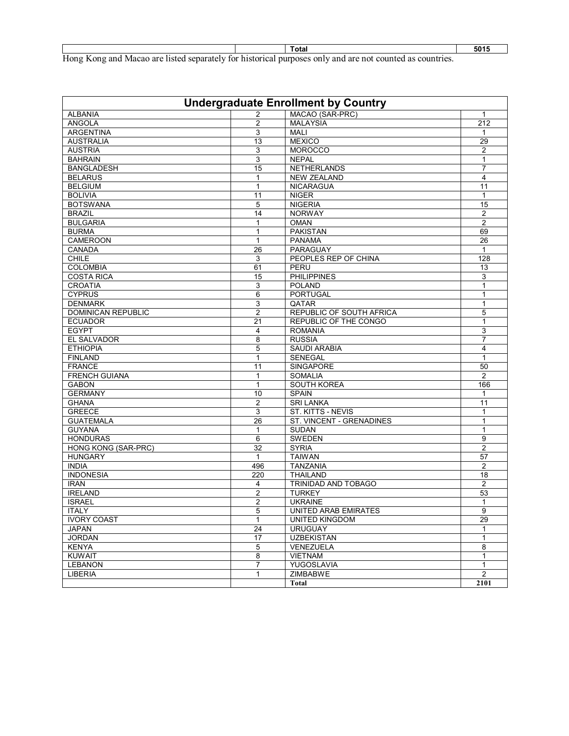| | | Total | 5015 |
|---|---|---|---|

Hong Kong and Macao are listed separately for historical purposes only and are not counted as countries.

| Undergraduate Enrollment by Country | | | |
|---|---|---|---|
| ALBANIA | 2 | MACAO (SAR-PRC) | 1 |
| ANGOLA | 2 | MALAYSIA | 212 |
| ARGENTINA | 3 | MALI | 1 |
| AUSTRALIA | 13 | MEXICO | 29 |
| AUSTRIA | 3 | MOROCCO | 2 |
| BAHRAIN | 3 | NEPAL | 1 |
| BANGLADESH | 15 | NETHERLANDS | 7 |
| BELARUS | 1 | NEW ZEALAND | 4 |
| BELGIUM | 1 | NICARAGUA | 11 |
| BOLIVIA | 11 | NIGER | 1 |
| BOTSWANA | 5 | NIGERIA | 15 |
| BRAZIL | 14 | NORWAY | 2 |
| BULGARIA | 1 | OMAN | 2 |
| BURMA | 1 | PAKISTAN | 69 |
| CAMEROON | 1 | PANAMA | 26 |
| CANADA | 26 | PARAGUAY | 1 |
| CHILE | 3 | PEOPLES REP OF CHINA | 128 |
| COLOMBIA | 61 | PERU | 13 |
| COSTA RICA | 15 | PHILIPPINES | 3 |
| CROATIA | 3 | POLAND | 1 |
| CYPRUS | 6 | PORTUGAL | 1 |
| DENMARK | 3 | QATAR | 1 |
| DOMINICAN REPUBLIC | 2 | REPUBLIC OF SOUTH AFRICA | 5 |
| ECUADOR | 21 | REPUBLIC OF THE CONGO | 1 |
| EGYPT | 4 | ROMANIA | 3 |
| EL SALVADOR | 8 | RUSSIA | 7 |
| ETHIOPIA | 5 | SAUDI ARABIA | 4 |
| FINLAND | 1 | SENEGAL | 1 |
| FRANCE | 11 | SINGAPORE | 50 |
| FRENCH GUIANA | 1 | SOMALIA | 2 |
| GABON | 1 | SOUTH KOREA | 166 |
| GERMANY | 10 | SPAIN | 1 |
| GHANA | 2 | SRI LANKA | 11 |
| GREECE | 3 | ST. KITTS - NEVIS | 1 |
| GUATEMALA | 26 | ST. VINCENT - GRENADINES | 1 |
| GUYANA | 1 | SUDAN | 1 |
| HONDURAS | 6 | SWEDEN | 9 |
| HONG KONG (SAR-PRC) | 32 | SYRIA | 2 |
| HUNGARY | 1 | TAIWAN | 57 |
| INDIA | 496 | TANZANIA | 2 |
| INDONESIA | 220 | THAILAND | 18 |
| IRAN | 4 | TRINIDAD AND TOBAGO | 2 |
| IRELAND | 2 | TURKEY | 53 |
| ISRAEL | 2 | UKRAINE | 1 |
| ITALY | 5 | UNITED ARAB EMIRATES | 9 |
| IVORY COAST | 1 | UNITED KINGDOM | 29 |
| JAPAN | 24 | URUGUAY | 1 |
| JORDAN | 17 | UZBEKISTAN | 1 |
| KENYA | 5 | VENEZUELA | 8 |
| KUWAIT | 8 | VIETNAM | 1 |
| LEBANON | 7 | YUGOSLAVIA | 1 |
| LIBERIA | 1 | ZIMBABWE | 2 |
| | | **Total** | **2101** |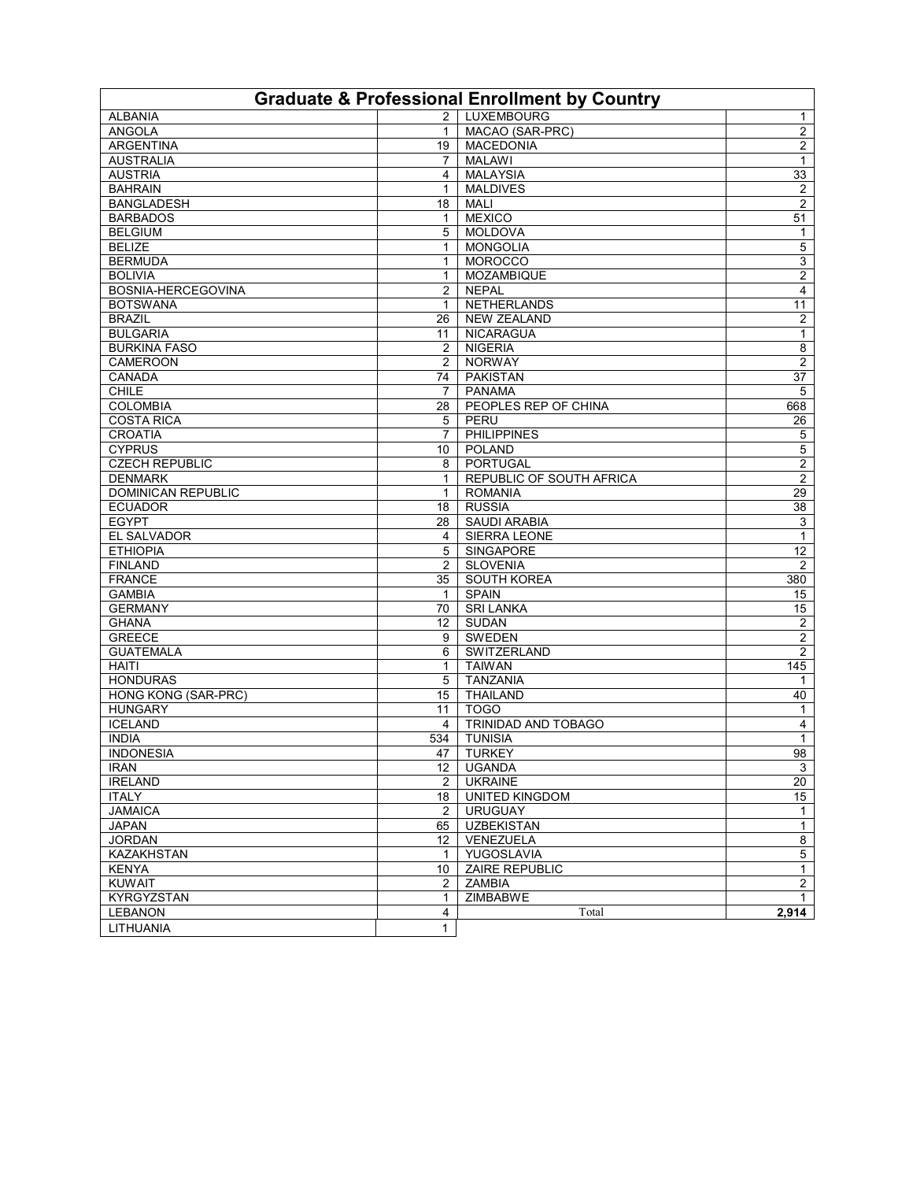# Graduate & Professional Enrollment by Country

| Country | Count | Country | Count |
|---|---|---|---|
| ALBANIA | 2 | LUXEMBOURG | 1 |
| ANGOLA | 1 | MACAO (SAR-PRC) | 2 |
| ARGENTINA | 19 | MACEDONIA | 2 |
| AUSTRALIA | 7 | MALAWI | 1 |
| AUSTRIA | 4 | MALAYSIA | 33 |
| BAHRAIN | 1 | MALDIVES | 2 |
| BANGLADESH | 18 | MALI | 2 |
| BARBADOS | 1 | MEXICO | 51 |
| BELGIUM | 5 | MOLDOVA | 1 |
| BELIZE | 1 | MONGOLIA | 5 |
| BERMUDA | 1 | MOROCCO | 3 |
| BOLIVIA | 1 | MOZAMBIQUE | 2 |
| BOSNIA-HERCEGOVINA | 2 | NEPAL | 4 |
| BOTSWANA | 1 | NETHERLANDS | 11 |
| BRAZIL | 26 | NEW ZEALAND | 2 |
| BULGARIA | 11 | NICARAGUA | 1 |
| BURKINA FASO | 2 | NIGERIA | 8 |
| CAMEROON | 2 | NORWAY | 2 |
| CANADA | 74 | PAKISTAN | 37 |
| CHILE | 7 | PANAMA | 5 |
| COLOMBIA | 28 | PEOPLES REP OF CHINA | 668 |
| COSTA RICA | 5 | PERU | 26 |
| CROATIA | 7 | PHILIPPINES | 5 |
| CYPRUS | 10 | POLAND | 5 |
| CZECH REPUBLIC | 8 | PORTUGAL | 2 |
| DENMARK | 1 | REPUBLIC OF SOUTH AFRICA | 2 |
| DOMINICAN REPUBLIC | 1 | ROMANIA | 29 |
| ECUADOR | 18 | RUSSIA | 38 |
| EGYPT | 28 | SAUDI ARABIA | 3 |
| EL SALVADOR | 4 | SIERRA LEONE | 1 |
| ETHIOPIA | 5 | SINGAPORE | 12 |
| FINLAND | 2 | SLOVENIA | 2 |
| FRANCE | 35 | SOUTH KOREA | 380 |
| GAMBIA | 1 | SPAIN | 15 |
| GERMANY | 70 | SRI LANKA | 15 |
| GHANA | 12 | SUDAN | 2 |
| GREECE | 9 | SWEDEN | 2 |
| GUATEMALA | 6 | SWITZERLAND | 2 |
| HAITI | 1 | TAIWAN | 145 |
| HONDURAS | 5 | TANZANIA | 1 |
| HONG KONG (SAR-PRC) | 15 | THAILAND | 40 |
| HUNGARY | 11 | TOGO | 1 |
| ICELAND | 4 | TRINIDAD AND TOBAGO | 4 |
| INDIA | 534 | TUNISIA | 1 |
| INDONESIA | 47 | TURKEY | 98 |
| IRAN | 12 | UGANDA | 3 |
| IRELAND | 2 | UKRAINE | 20 |
| ITALY | 18 | UNITED KINGDOM | 15 |
| JAMAICA | 2 | URUGUAY | 1 |
| JAPAN | 65 | UZBEKISTAN | 1 |
| JORDAN | 12 | VENEZUELA | 8 |
| KAZAKHSTAN | 1 | YUGOSLAVIA | 5 |
| KENYA | 10 | ZAIRE REPUBLIC | 1 |
| KUWAIT | 2 | ZAMBIA | 2 |
| KYRGYZSTAN | 1 | ZIMBABWE | 1 |
| LEBANON | 4 | Total | **2,914** |
| LITHUANIA | 1 | | |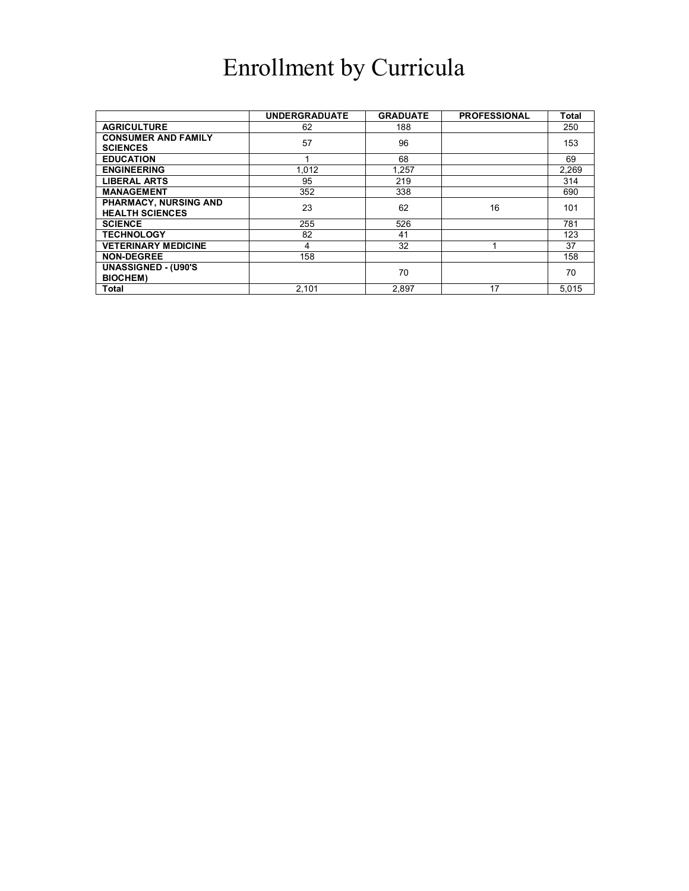# Enrollment by Curricula

| | UNDERGRADUATE | GRADUATE | PROFESSIONAL | Total |
|---|---|---|---|---|
| **AGRICULTURE** | 62 | 188 | | 250 |
| **CONSUMER AND FAMILY SCIENCES** | 57 | 96 | | 153 |
| **EDUCATION** | 1 | 68 | | 69 |
| **ENGINEERING** | 1,012 | 1,257 | | 2,269 |
| **LIBERAL ARTS** | 95 | 219 | | 314 |
| **MANAGEMENT** | 352 | 338 | | 690 |
| **PHARMACY, NURSING AND HEALTH SCIENCES** | 23 | 62 | 16 | 101 |
| **SCIENCE** | 255 | 526 | | 781 |
| **TECHNOLOGY** | 82 | 41 | | 123 |
| **VETERINARY MEDICINE** | 4 | 32 | 1 | 37 |
| **NON-DEGREE** | 158 | | | 158 |
| **UNASSIGNED - (U90'S BIOCHEM)** | | 70 | | 70 |
| **Total** | 2,101 | 2,897 | 17 | 5,015 |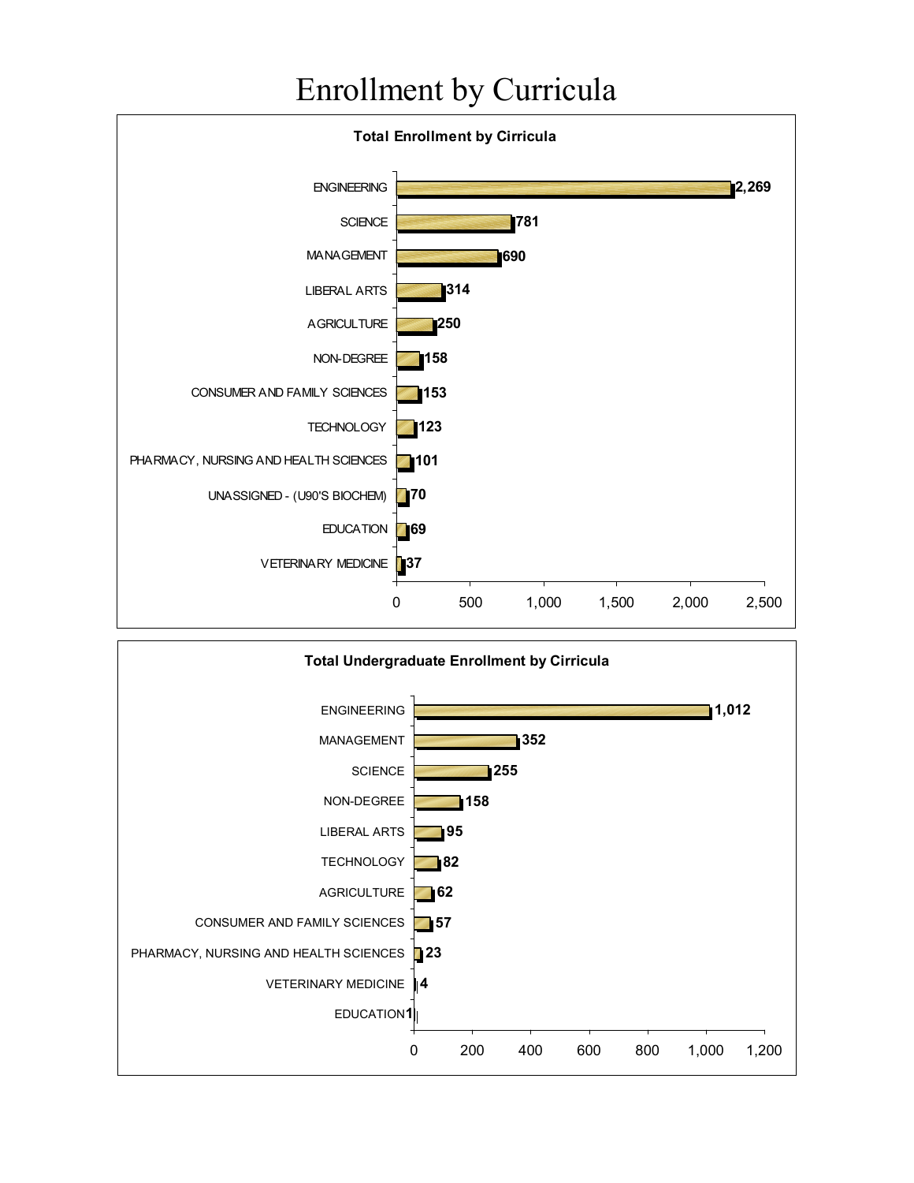# Enrollment by Curricula

**Total Enrollment by Cirricula**

| Curricula | Enrollment |
|---|---|
| ENGINEERING | 2,269 |
| SCIENCE | 781 |
| MANAGEMENT | 690 |
| LIBERAL ARTS | 314 |
| AGRICULTURE | 250 |
| NON-DEGREE | 158 |
| CONSUMER AND FAMILY SCIENCES | 153 |
| TECHNOLOGY | 123 |
| PHARMACY, NURSING AND HEALTH SCIENCES | 101 |
| UNASSIGNED - (U90'S BIOCHEM) | 70 |
| EDUCATION | 69 |
| VETERINARY MEDICINE | 37 |

**Total Undergraduate Enrollment by Cirricula**

| Curricula | Enrollment |
|---|---|
| ENGINEERING | 1,012 |
| MANAGEMENT | 352 |
| SCIENCE | 255 |
| NON-DEGREE | 158 |
| LIBERAL ARTS | 95 |
| TECHNOLOGY | 82 |
| AGRICULTURE | 62 |
| CONSUMER AND FAMILY SCIENCES | 57 |
| PHARMACY, NURSING AND HEALTH SCIENCES | 23 |
| VETERINARY MEDICINE | 4 |
| EDUCATION | 1 |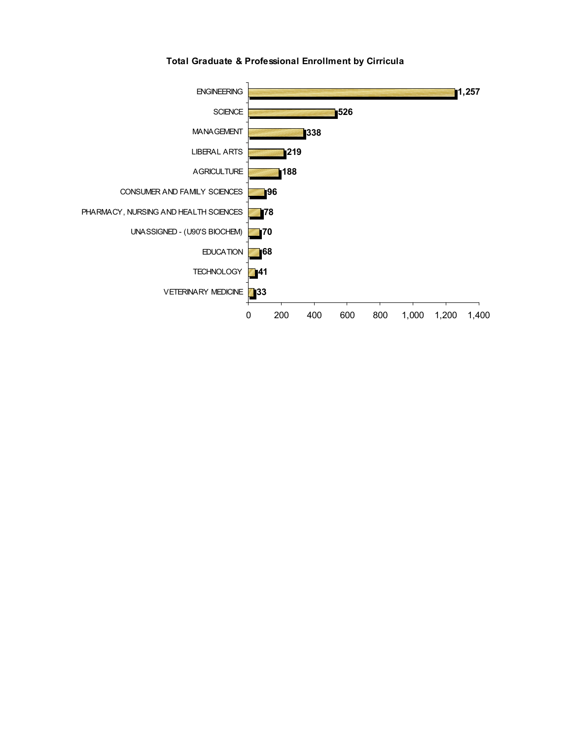**Total Graduate & Professional Enrollment by Cirricula**

| Curriculum | Enrollment |
|---|---|
| ENGINEERING | 1,257 |
| SCIENCE | 526 |
| MANAGEMENT | 338 |
| LIBERAL ARTS | 219 |
| AGRICULTURE | 188 |
| CONSUMER AND FAMILY SCIENCES | 96 |
| PHARMACY, NURSING AND HEALTH SCIENCES | 78 |
| UNASSIGNED - (U90'S BIOCHEM) | 70 |
| EDUCATION | 68 |
| TECHNOLOGY | 41 |
| VETERINARY MEDICINE | 33 |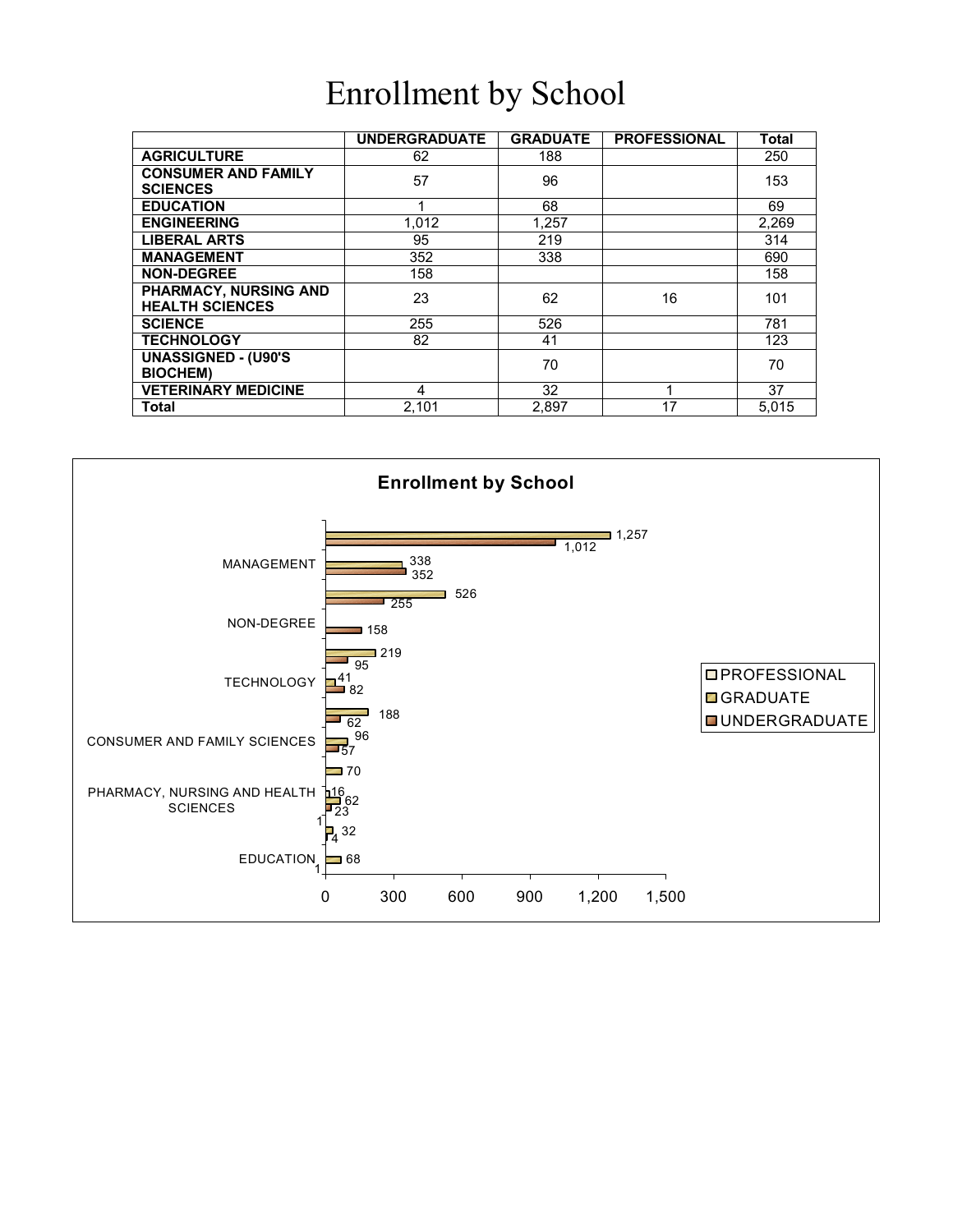# Enrollment by School

| | UNDERGRADUATE | GRADUATE | PROFESSIONAL | Total |
|---|---|---|---|---|
| **AGRICULTURE** | 62 | 188 | | 250 |
| **CONSUMER AND FAMILY SCIENCES** | 57 | 96 | | 153 |
| **EDUCATION** | 1 | 68 | | 69 |
| **ENGINEERING** | 1,012 | 1,257 | | 2,269 |
| **LIBERAL ARTS** | 95 | 219 | | 314 |
| **MANAGEMENT** | 352 | 338 | | 690 |
| **NON-DEGREE** | 158 | | | 158 |
| **PHARMACY, NURSING AND HEALTH SCIENCES** | 23 | 62 | 16 | 101 |
| **SCIENCE** | 255 | 526 | | 781 |
| **TECHNOLOGY** | 82 | 41 | | 123 |
| **UNASSIGNED - (U90'S BIOCHEM)** | | 70 | | 70 |
| **VETERINARY MEDICINE** | 4 | 32 | 1 | 37 |
| **Total** | 2,101 | 2,897 | 17 | 5,015 |

**Enrollment by School**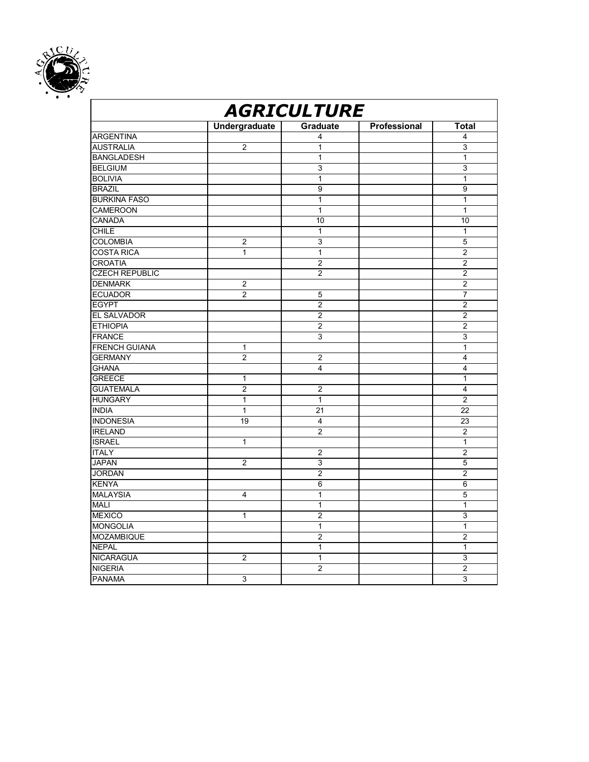# AGRICULTURE

| | Undergraduate | Graduate | Professional | Total |
|---|---|---|---|---|
| ARGENTINA | | 4 | | 4 |
| AUSTRALIA | 2 | 1 | | 3 |
| BANGLADESH | | 1 | | 1 |
| BELGIUM | | 3 | | 3 |
| BOLIVIA | | 1 | | 1 |
| BRAZIL | | 9 | | 9 |
| BURKINA FASO | | 1 | | 1 |
| CAMEROON | | 1 | | 1 |
| CANADA | | 10 | | 10 |
| CHILE | | 1 | | 1 |
| COLOMBIA | 2 | 3 | | 5 |
| COSTA RICA | 1 | 1 | | 2 |
| CROATIA | | 2 | | 2 |
| CZECH REPUBLIC | | 2 | | 2 |
| DENMARK | 2 | | | 2 |
| ECUADOR | 2 | 5 | | 7 |
| EGYPT | | 2 | | 2 |
| EL SALVADOR | | 2 | | 2 |
| ETHIOPIA | | 2 | | 2 |
| FRANCE | | 3 | | 3 |
| FRENCH GUIANA | 1 | | | 1 |
| GERMANY | 2 | 2 | | 4 |
| GHANA | | 4 | | 4 |
| GREECE | 1 | | | 1 |
| GUATEMALA | 2 | 2 | | 4 |
| HUNGARY | 1 | 1 | | 2 |
| INDIA | 1 | 21 | | 22 |
| INDONESIA | 19 | 4 | | 23 |
| IRELAND | | 2 | | 2 |
| ISRAEL | 1 | | | 1 |
| ITALY | | 2 | | 2 |
| JAPAN | 2 | 3 | | 5 |
| JORDAN | | 2 | | 2 |
| KENYA | | 6 | | 6 |
| MALAYSIA | 4 | 1 | | 5 |
| MALI | | 1 | | 1 |
| MEXICO | 1 | 2 | | 3 |
| MONGOLIA | | 1 | | 1 |
| MOZAMBIQUE | | 2 | | 2 |
| NEPAL | | 1 | | 1 |
| NICARAGUA | 2 | 1 | | 3 |
| NIGERIA | | 2 | | 2 |
| PANAMA | 3 | | | 3 |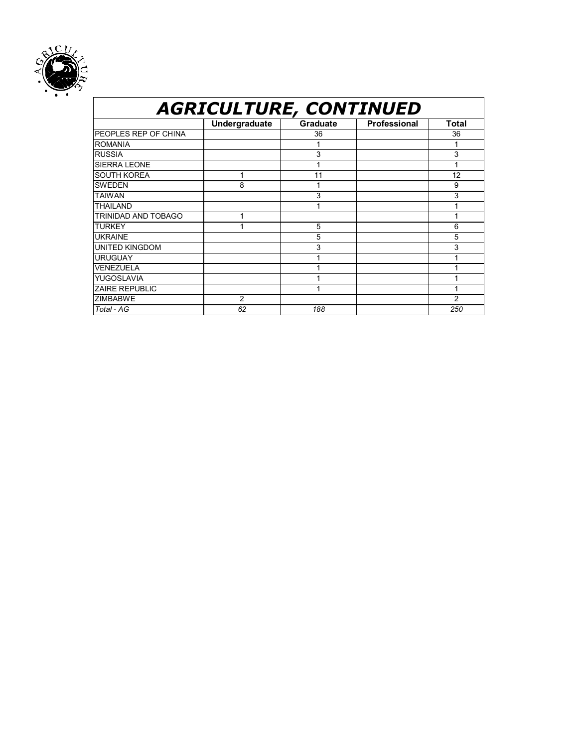# *AGRICULTURE, CONTINUED*

| | Undergraduate | Graduate | Professional | Total |
|---|---|---|---|---|
| PEOPLES REP OF CHINA | | 36 | | 36 |
| ROMANIA | | 1 | | 1 |
| RUSSIA | | 3 | | 3 |
| SIERRA LEONE | | 1 | | 1 |
| SOUTH KOREA | 1 | 11 | | 12 |
| SWEDEN | 8 | 1 | | 9 |
| TAIWAN | | 3 | | 3 |
| THAILAND | | 1 | | 1 |
| TRINIDAD AND TOBAGO | 1 | | | 1 |
| TURKEY | 1 | 5 | | 6 |
| UKRAINE | | 5 | | 5 |
| UNITED KINGDOM | | 3 | | 3 |
| URUGUAY | | 1 | | 1 |
| VENEZUELA | | 1 | | 1 |
| YUGOSLAVIA | | 1 | | 1 |
| ZAIRE REPUBLIC | | 1 | | 1 |
| ZIMBABWE | 2 | | | 2 |
| *Total - AG* | *62* | *188* | | *250* |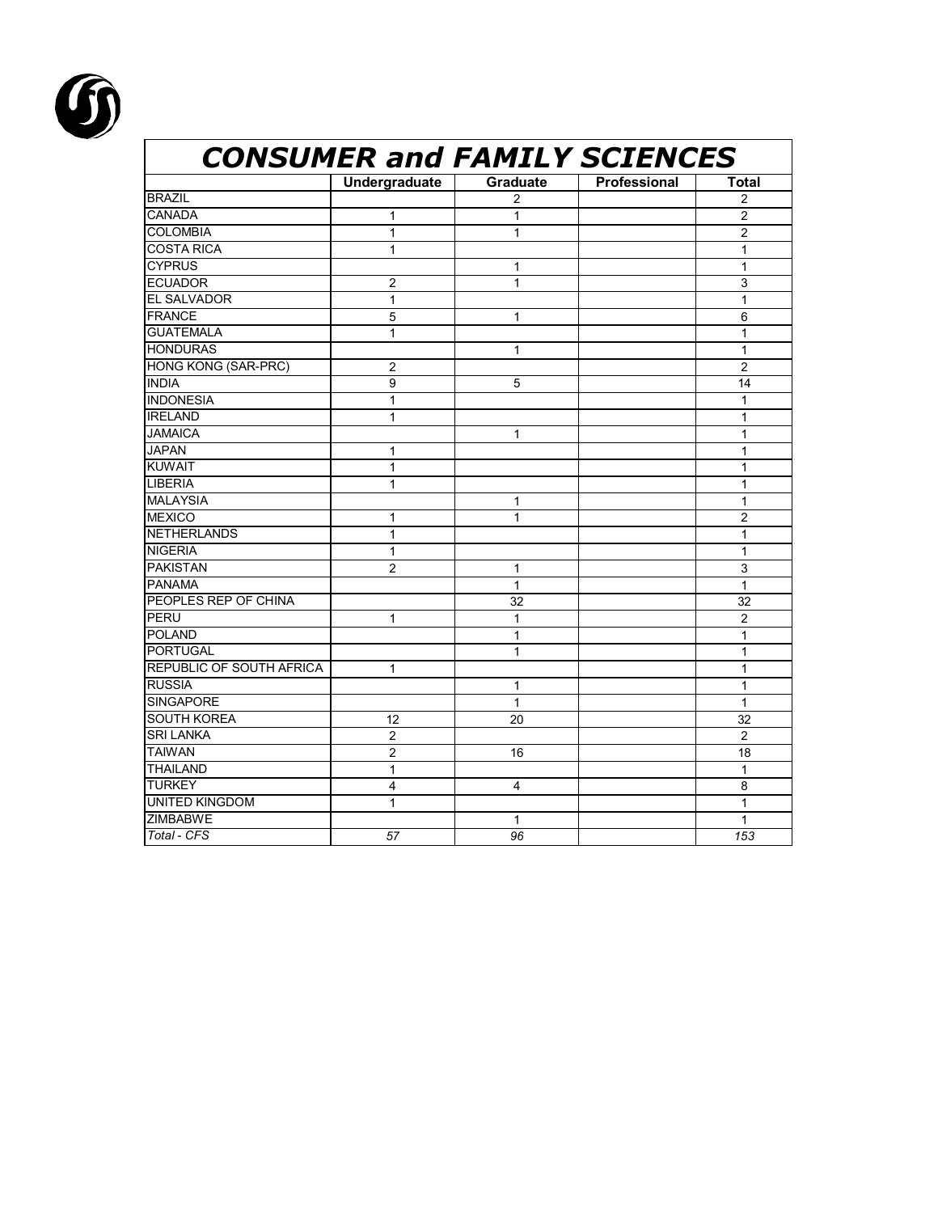# CONSUMER and FAMILY SCIENCES

| | Undergraduate | Graduate | Professional | Total |
|---|---|---|---|---|
| BRAZIL | | 2 | | 2 |
| CANADA | 1 | 1 | | 2 |
| COLOMBIA | 1 | 1 | | 2 |
| COSTA RICA | 1 | | | 1 |
| CYPRUS | | 1 | | 1 |
| ECUADOR | 2 | 1 | | 3 |
| EL SALVADOR | 1 | | | 1 |
| FRANCE | 5 | 1 | | 6 |
| GUATEMALA | 1 | | | 1 |
| HONDURAS | | 1 | | 1 |
| HONG KONG (SAR-PRC) | 2 | | | 2 |
| INDIA | 9 | 5 | | 14 |
| INDONESIA | 1 | | | 1 |
| IRELAND | 1 | | | 1 |
| JAMAICA | | 1 | | 1 |
| JAPAN | 1 | | | 1 |
| KUWAIT | 1 | | | 1 |
| LIBERIA | 1 | | | 1 |
| MALAYSIA | | 1 | | 1 |
| MEXICO | 1 | 1 | | 2 |
| NETHERLANDS | 1 | | | 1 |
| NIGERIA | 1 | | | 1 |
| PAKISTAN | 2 | 1 | | 3 |
| PANAMA | | 1 | | 1 |
| PEOPLES REP OF CHINA | | 32 | | 32 |
| PERU | 1 | 1 | | 2 |
| POLAND | | 1 | | 1 |
| PORTUGAL | | 1 | | 1 |
| REPUBLIC OF SOUTH AFRICA | 1 | | | 1 |
| RUSSIA | | 1 | | 1 |
| SINGAPORE | | 1 | | 1 |
| SOUTH KOREA | 12 | 20 | | 32 |
| SRI LANKA | 2 | | | 2 |
| TAIWAN | 2 | 16 | | 18 |
| THAILAND | 1 | | | 1 |
| TURKEY | 4 | 4 | | 8 |
| UNITED KINGDOM | 1 | | | 1 |
| ZIMBABWE | | 1 | | 1 |
| *Total - CFS* | *57* | *96* | | *153* |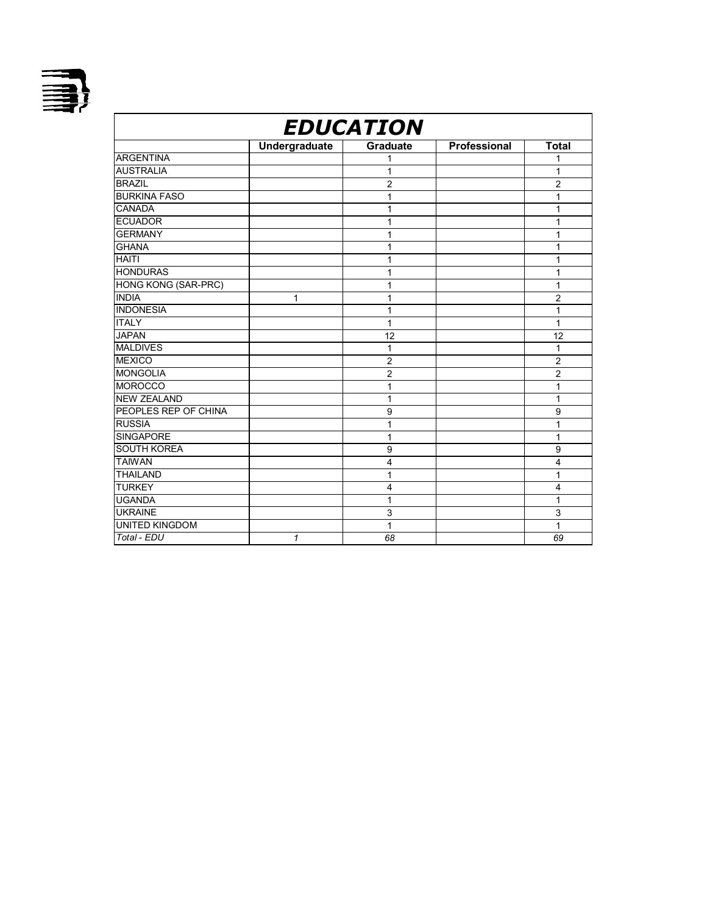| EDUCATION | | | | |
|---|---|---|---|---|
| | **Undergraduate** | **Graduate** | **Professional** | **Total** |
| ARGENTINA | | 1 | | 1 |
| AUSTRALIA | | 1 | | 1 |
| BRAZIL | | 2 | | 2 |
| BURKINA FASO | | 1 | | 1 |
| CANADA | | 1 | | 1 |
| ECUADOR | | 1 | | 1 |
| GERMANY | | 1 | | 1 |
| GHANA | | 1 | | 1 |
| HAITI | | 1 | | 1 |
| HONDURAS | | 1 | | 1 |
| HONG KONG (SAR-PRC) | | 1 | | 1 |
| INDIA | 1 | 1 | | 2 |
| INDONESIA | | 1 | | 1 |
| ITALY | | 1 | | 1 |
| JAPAN | | 12 | | 12 |
| MALDIVES | | 1 | | 1 |
| MEXICO | | 2 | | 2 |
| MONGOLIA | | 2 | | 2 |
| MOROCCO | | 1 | | 1 |
| NEW ZEALAND | | 1 | | 1 |
| PEOPLES REP OF CHINA | | 9 | | 9 |
| RUSSIA | | 1 | | 1 |
| SINGAPORE | | 1 | | 1 |
| SOUTH KOREA | | 9 | | 9 |
| TAIWAN | | 4 | | 4 |
| THAILAND | | 1 | | 1 |
| TURKEY | | 4 | | 4 |
| UGANDA | | 1 | | 1 |
| UKRAINE | | 3 | | 3 |
| UNITED KINGDOM | | 1 | | 1 |
| *Total - EDU* | *1* | *68* | | *69* |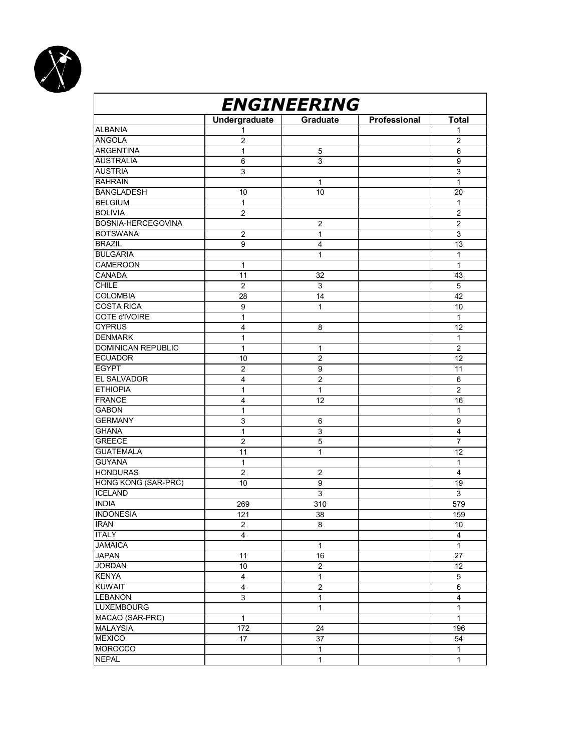| ENGINEERING | | | | |
|---|---|---|---|---|
| | Undergraduate | Graduate | Professional | Total |
| ALBANIA | 1 | | | 1 |
| ANGOLA | 2 | | | 2 |
| ARGENTINA | 1 | 5 | | 6 |
| AUSTRALIA | 6 | 3 | | 9 |
| AUSTRIA | 3 | | | 3 |
| BAHRAIN | | 1 | | 1 |
| BANGLADESH | 10 | 10 | | 20 |
| BELGIUM | 1 | | | 1 |
| BOLIVIA | 2 | | | 2 |
| BOSNIA-HERCEGOVINA | | 2 | | 2 |
| BOTSWANA | 2 | 1 | | 3 |
| BRAZIL | 9 | 4 | | 13 |
| BULGARIA | | 1 | | 1 |
| CAMEROON | 1 | | | 1 |
| CANADA | 11 | 32 | | 43 |
| CHILE | 2 | 3 | | 5 |
| COLOMBIA | 28 | 14 | | 42 |
| COSTA RICA | 9 | 1 | | 10 |
| COTE d'IVOIRE | 1 | | | 1 |
| CYPRUS | 4 | 8 | | 12 |
| DENMARK | 1 | | | 1 |
| DOMINICAN REPUBLIC | 1 | 1 | | 2 |
| ECUADOR | 10 | 2 | | 12 |
| EGYPT | 2 | 9 | | 11 |
| EL SALVADOR | 4 | 2 | | 6 |
| ETHIOPIA | 1 | 1 | | 2 |
| FRANCE | 4 | 12 | | 16 |
| GABON | 1 | | | 1 |
| GERMANY | 3 | 6 | | 9 |
| GHANA | 1 | 3 | | 4 |
| GREECE | 2 | 5 | | 7 |
| GUATEMALA | 11 | 1 | | 12 |
| GUYANA | 1 | | | 1 |
| HONDURAS | 2 | 2 | | 4 |
| HONG KONG (SAR-PRC) | 10 | 9 | | 19 |
| ICELAND | | 3 | | 3 |
| INDIA | 269 | 310 | | 579 |
| INDONESIA | 121 | 38 | | 159 |
| IRAN | 2 | 8 | | 10 |
| ITALY | 4 | | | 4 |
| JAMAICA | | 1 | | 1 |
| JAPAN | 11 | 16 | | 27 |
| JORDAN | 10 | 2 | | 12 |
| KENYA | 4 | 1 | | 5 |
| KUWAIT | 4 | 2 | | 6 |
| LEBANON | 3 | 1 | | 4 |
| LUXEMBOURG | | 1 | | 1 |
| MACAO (SAR-PRC) | 1 | | | 1 |
| MALAYSIA | 172 | 24 | | 196 |
| MEXICO | 17 | 37 | | 54 |
| MOROCCO | | 1 | | 1 |
| NEPAL | | 1 | | 1 |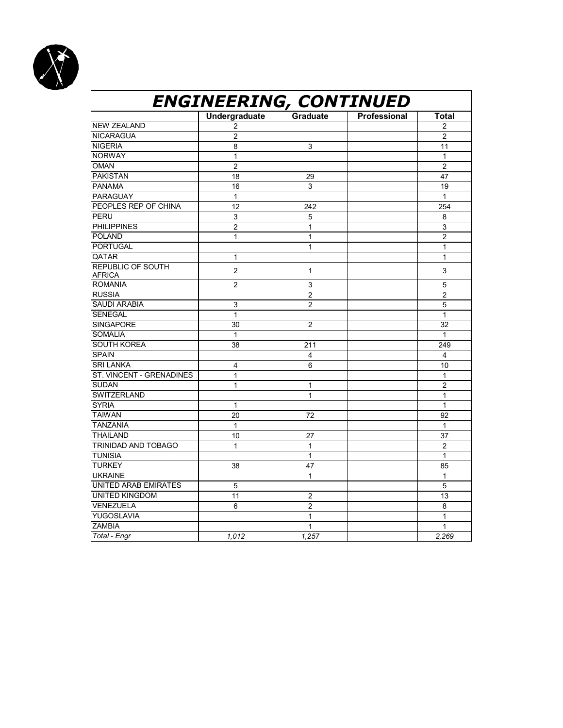## *ENGINEERING, CONTINUED*

| | Undergraduate | Graduate | Professional | Total |
|---|---|---|---|---|
| NEW ZEALAND | 2 | | | 2 |
| NICARAGUA | 2 | | | 2 |
| NIGERIA | 8 | 3 | | 11 |
| NORWAY | 1 | | | 1 |
| OMAN | 2 | | | 2 |
| PAKISTAN | 18 | 29 | | 47 |
| PANAMA | 16 | 3 | | 19 |
| PARAGUAY | 1 | | | 1 |
| PEOPLES REP OF CHINA | 12 | 242 | | 254 |
| PERU | 3 | 5 | | 8 |
| PHILIPPINES | 2 | 1 | | 3 |
| POLAND | 1 | 1 | | 2 |
| PORTUGAL | | 1 | | 1 |
| QATAR | 1 | | | 1 |
| REPUBLIC OF SOUTH AFRICA | 2 | 1 | | 3 |
| ROMANIA | 2 | 3 | | 5 |
| RUSSIA | | 2 | | 2 |
| SAUDI ARABIA | 3 | 2 | | 5 |
| SENEGAL | 1 | | | 1 |
| SINGAPORE | 30 | 2 | | 32 |
| SOMALIA | 1 | | | 1 |
| SOUTH KOREA | 38 | 211 | | 249 |
| SPAIN | | 4 | | 4 |
| SRI LANKA | 4 | 6 | | 10 |
| ST. VINCENT - GRENADINES | 1 | | | 1 |
| SUDAN | 1 | 1 | | 2 |
| SWITZERLAND | | 1 | | 1 |
| SYRIA | 1 | | | 1 |
| TAIWAN | 20 | 72 | | 92 |
| TANZANIA | 1 | | | 1 |
| THAILAND | 10 | 27 | | 37 |
| TRINIDAD AND TOBAGO | 1 | 1 | | 2 |
| TUNISIA | | 1 | | 1 |
| TURKEY | 38 | 47 | | 85 |
| UKRAINE | | 1 | | 1 |
| UNITED ARAB EMIRATES | 5 | | | 5 |
| UNITED KINGDOM | 11 | 2 | | 13 |
| VENEZUELA | 6 | 2 | | 8 |
| YUGOSLAVIA | | 1 | | 1 |
| ZAMBIA | | 1 | | 1 |
| *Total - Engr* | *1,012* | *1,257* | | *2,269* |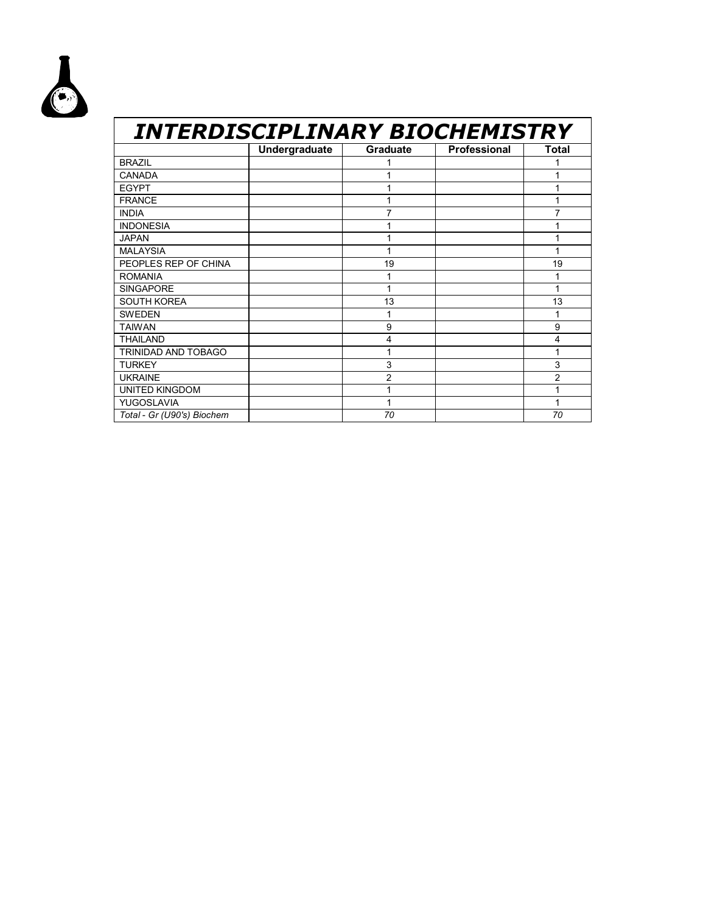| INTERDISCIPLINARY BIOCHEMISTRY | | | | |
|---|---|---|---|---|
| | **Undergraduate** | **Graduate** | **Professional** | **Total** |
| BRAZIL | | 1 | | 1 |
| CANADA | | 1 | | 1 |
| EGYPT | | 1 | | 1 |
| FRANCE | | 1 | | 1 |
| INDIA | | 7 | | 7 |
| INDONESIA | | 1 | | 1 |
| JAPAN | | 1 | | 1 |
| MALAYSIA | | 1 | | 1 |
| PEOPLES REP OF CHINA | | 19 | | 19 |
| ROMANIA | | 1 | | 1 |
| SINGAPORE | | 1 | | 1 |
| SOUTH KOREA | | 13 | | 13 |
| SWEDEN | | 1 | | 1 |
| TAIWAN | | 9 | | 9 |
| THAILAND | | 4 | | 4 |
| TRINIDAD AND TOBAGO | | 1 | | 1 |
| TURKEY | | 3 | | 3 |
| UKRAINE | | 2 | | 2 |
| UNITED KINGDOM | | 1 | | 1 |
| YUGOSLAVIA | | 1 | | 1 |
| *Total - Gr (U90's) Biochem* | | *70* | | *70* |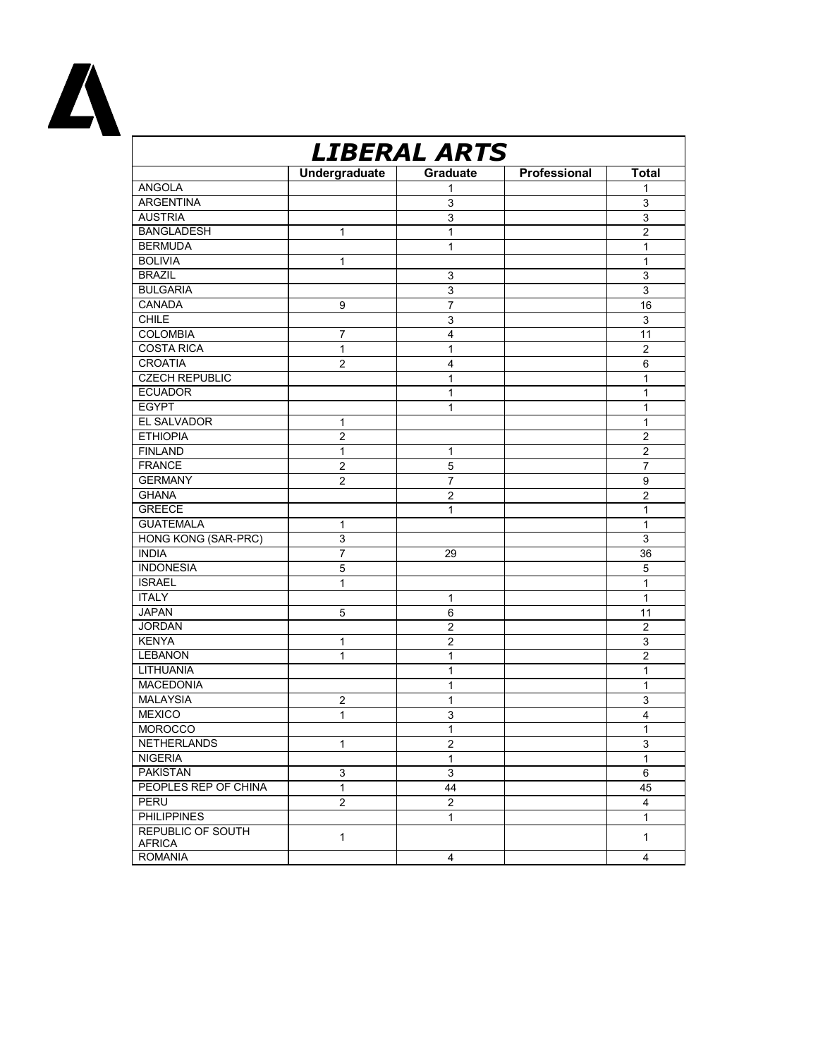## *LIBERAL ARTS*

| | Undergraduate | Graduate | Professional | Total |
|---|---|---|---|---|
| ANGOLA | | 1 | | 1 |
| ARGENTINA | | 3 | | 3 |
| AUSTRIA | | 3 | | 3 |
| BANGLADESH | 1 | 1 | | 2 |
| BERMUDA | | 1 | | 1 |
| BOLIVIA | 1 | | | 1 |
| BRAZIL | | 3 | | 3 |
| BULGARIA | | 3 | | 3 |
| CANADA | 9 | 7 | | 16 |
| CHILE | | 3 | | 3 |
| COLOMBIA | 7 | 4 | | 11 |
| COSTA RICA | 1 | 1 | | 2 |
| CROATIA | 2 | 4 | | 6 |
| CZECH REPUBLIC | | 1 | | 1 |
| ECUADOR | | 1 | | 1 |
| EGYPT | | 1 | | 1 |
| EL SALVADOR | 1 | | | 1 |
| ETHIOPIA | 2 | | | 2 |
| FINLAND | 1 | 1 | | 2 |
| FRANCE | 2 | 5 | | 7 |
| GERMANY | 2 | 7 | | 9 |
| GHANA | | 2 | | 2 |
| GREECE | | 1 | | 1 |
| GUATEMALA | 1 | | | 1 |
| HONG KONG (SAR-PRC) | 3 | | | 3 |
| INDIA | 7 | 29 | | 36 |
| INDONESIA | 5 | | | 5 |
| ISRAEL | 1 | | | 1 |
| ITALY | | 1 | | 1 |
| JAPAN | 5 | 6 | | 11 |
| JORDAN | | 2 | | 2 |
| KENYA | 1 | 2 | | 3 |
| LEBANON | 1 | 1 | | 2 |
| LITHUANIA | | 1 | | 1 |
| MACEDONIA | | 1 | | 1 |
| MALAYSIA | 2 | 1 | | 3 |
| MEXICO | 1 | 3 | | 4 |
| MOROCCO | | 1 | | 1 |
| NETHERLANDS | 1 | 2 | | 3 |
| NIGERIA | | 1 | | 1 |
| PAKISTAN | 3 | 3 | | 6 |
| PEOPLES REP OF CHINA | 1 | 44 | | 45 |
| PERU | 2 | 2 | | 4 |
| PHILIPPINES | | 1 | | 1 |
| REPUBLIC OF SOUTH AFRICA | 1 | | | 1 |
| ROMANIA | | 4 | | 4 |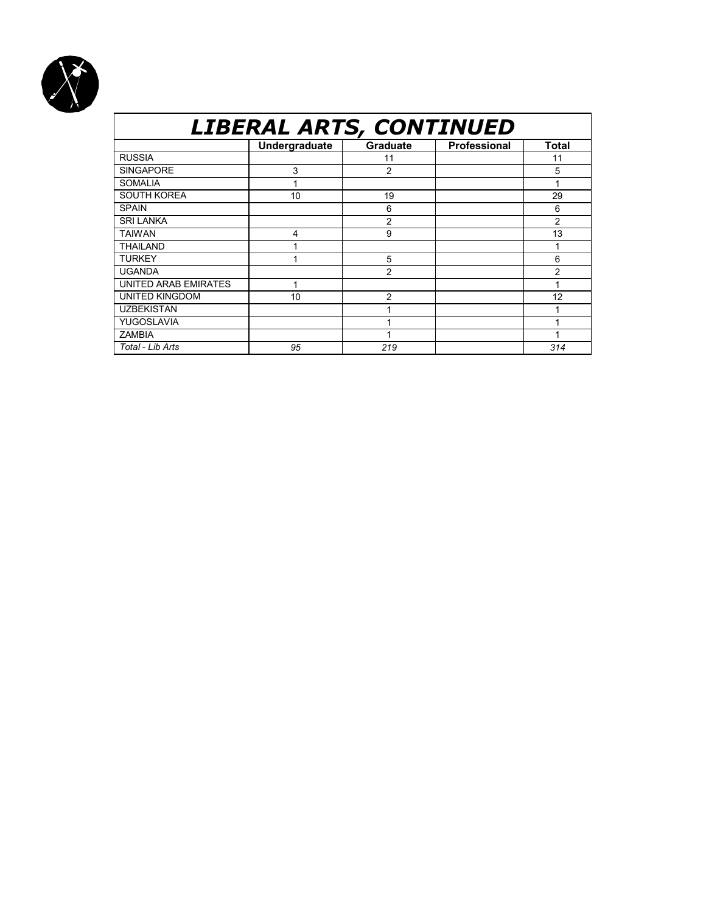| LIBERAL ARTS, CONTINUED | | | | |
|---|---|---|---|---|
| | **Undergraduate** | **Graduate** | **Professional** | **Total** |
| RUSSIA | | 11 | | 11 |
| SINGAPORE | 3 | 2 | | 5 |
| SOMALIA | 1 | | | 1 |
| SOUTH KOREA | 10 | 19 | | 29 |
| SPAIN | | 6 | | 6 |
| SRI LANKA | | 2 | | 2 |
| TAIWAN | 4 | 9 | | 13 |
| THAILAND | 1 | | | 1 |
| TURKEY | 1 | 5 | | 6 |
| UGANDA | | 2 | | 2 |
| UNITED ARAB EMIRATES | 1 | | | 1 |
| UNITED KINGDOM | 10 | 2 | | 12 |
| UZBEKISTAN | | 1 | | 1 |
| YUGOSLAVIA | | 1 | | 1 |
| ZAMBIA | | 1 | | 1 |
| *Total - Lib Arts* | *95* | *219* | | *314* |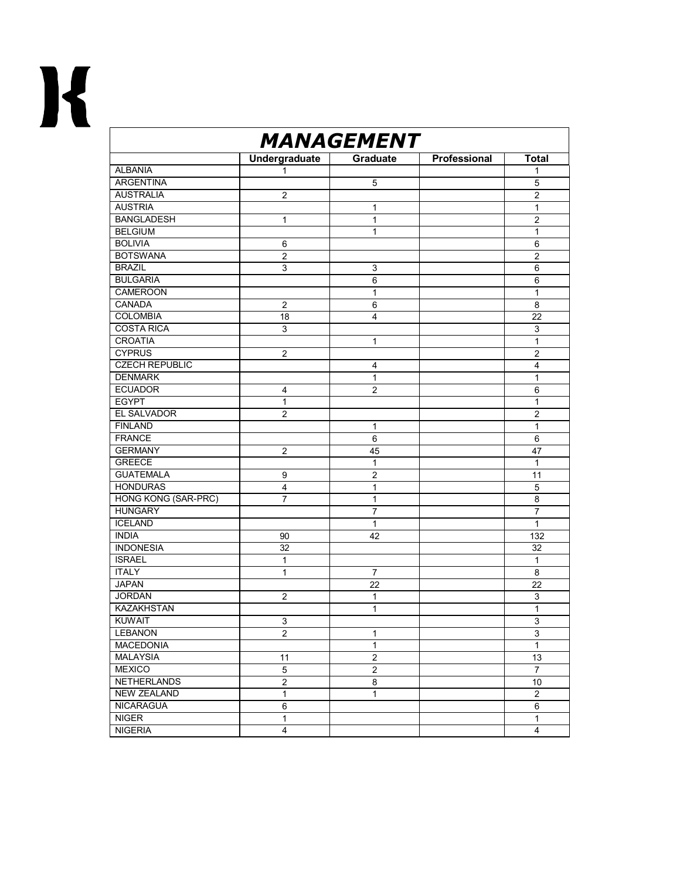# MANAGEMENT

| | Undergraduate | Graduate | Professional | Total |
|---|---|---|---|---|
| ALBANIA | 1 | | | 1 |
| ARGENTINA | | 5 | | 5 |
| AUSTRALIA | 2 | | | 2 |
| AUSTRIA | | 1 | | 1 |
| BANGLADESH | 1 | 1 | | 2 |
| BELGIUM | | 1 | | 1 |
| BOLIVIA | 6 | | | 6 |
| BOTSWANA | 2 | | | 2 |
| BRAZIL | 3 | 3 | | 6 |
| BULGARIA | | 6 | | 6 |
| CAMEROON | | 1 | | 1 |
| CANADA | 2 | 6 | | 8 |
| COLOMBIA | 18 | 4 | | 22 |
| COSTA RICA | 3 | | | 3 |
| CROATIA | | 1 | | 1 |
| CYPRUS | 2 | | | 2 |
| CZECH REPUBLIC | | 4 | | 4 |
| DENMARK | | 1 | | 1 |
| ECUADOR | 4 | 2 | | 6 |
| EGYPT | 1 | | | 1 |
| EL SALVADOR | 2 | | | 2 |
| FINLAND | | 1 | | 1 |
| FRANCE | | 6 | | 6 |
| GERMANY | 2 | 45 | | 47 |
| GREECE | | 1 | | 1 |
| GUATEMALA | 9 | 2 | | 11 |
| HONDURAS | 4 | 1 | | 5 |
| HONG KONG (SAR-PRC) | 7 | 1 | | 8 |
| HUNGARY | | 7 | | 7 |
| ICELAND | | 1 | | 1 |
| INDIA | 90 | 42 | | 132 |
| INDONESIA | 32 | | | 32 |
| ISRAEL | 1 | | | 1 |
| ITALY | 1 | 7 | | 8 |
| JAPAN | | 22 | | 22 |
| JORDAN | 2 | 1 | | 3 |
| KAZAKHSTAN | | 1 | | 1 |
| KUWAIT | 3 | | | 3 |
| LEBANON | 2 | 1 | | 3 |
| MACEDONIA | | 1 | | 1 |
| MALAYSIA | 11 | 2 | | 13 |
| MEXICO | 5 | 2 | | 7 |
| NETHERLANDS | 2 | 8 | | 10 |
| NEW ZEALAND | 1 | 1 | | 2 |
| NICARAGUA | 6 | | | 6 |
| NIGER | 1 | | | 1 |
| NIGERIA | 4 | | | 4 |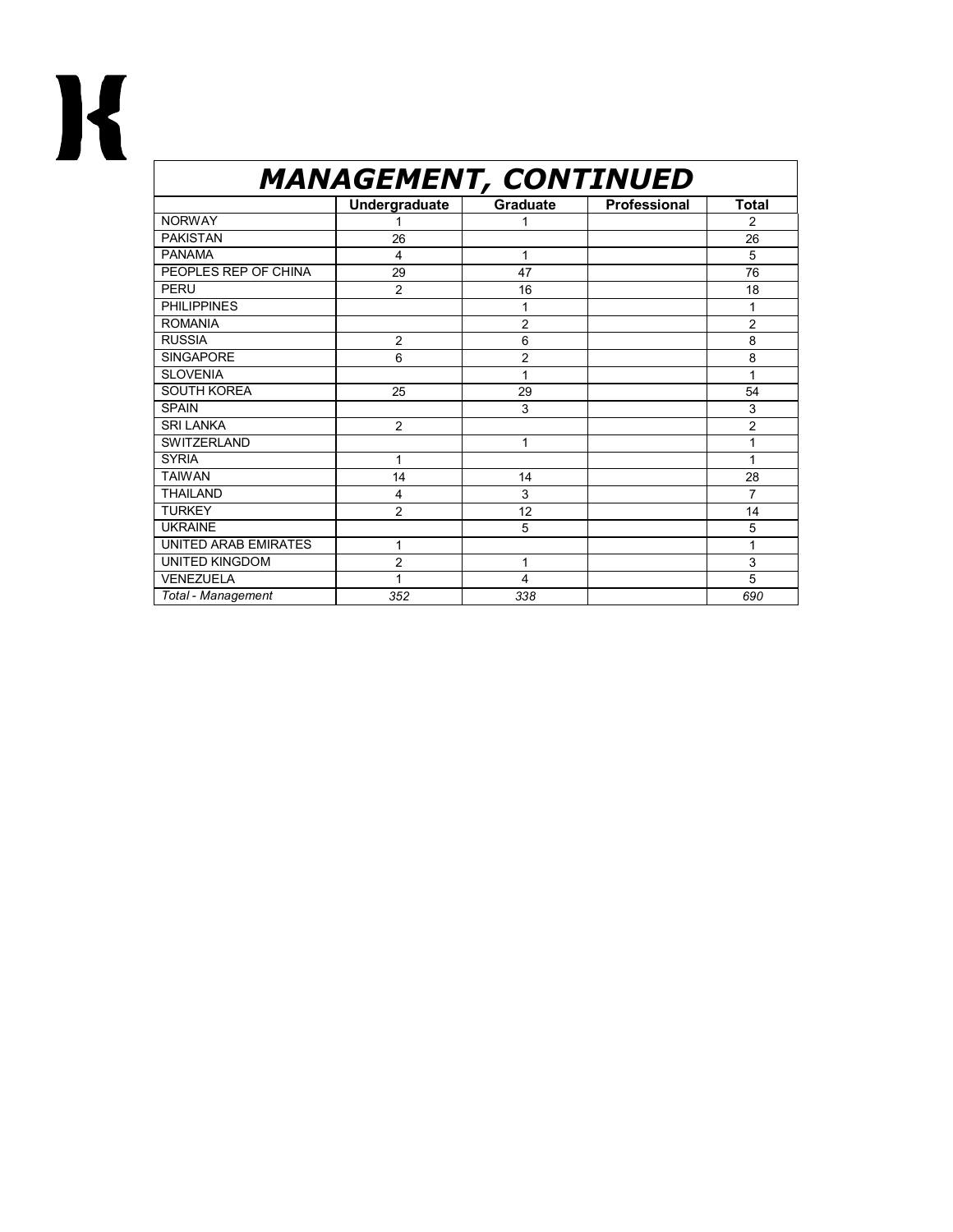## *MANAGEMENT, CONTINUED*

| | Undergraduate | Graduate | Professional | Total |
|---|---|---|---|---|
| NORWAY | 1 | 1 | | 2 |
| PAKISTAN | 26 | | | 26 |
| PANAMA | 4 | 1 | | 5 |
| PEOPLES REP OF CHINA | 29 | 47 | | 76 |
| PERU | 2 | 16 | | 18 |
| PHILIPPINES | | 1 | | 1 |
| ROMANIA | | 2 | | 2 |
| RUSSIA | 2 | 6 | | 8 |
| SINGAPORE | 6 | 2 | | 8 |
| SLOVENIA | | 1 | | 1 |
| SOUTH KOREA | 25 | 29 | | 54 |
| SPAIN | | 3 | | 3 |
| SRI LANKA | 2 | | | 2 |
| SWITZERLAND | | 1 | | 1 |
| SYRIA | 1 | | | 1 |
| TAIWAN | 14 | 14 | | 28 |
| THAILAND | 4 | 3 | | 7 |
| TURKEY | 2 | 12 | | 14 |
| UKRAINE | | 5 | | 5 |
| UNITED ARAB EMIRATES | 1 | | | 1 |
| UNITED KINGDOM | 2 | 1 | | 3 |
| VENEZUELA | 1 | 4 | | 5 |
| *Total - Management* | *352* | *338* | | *690* |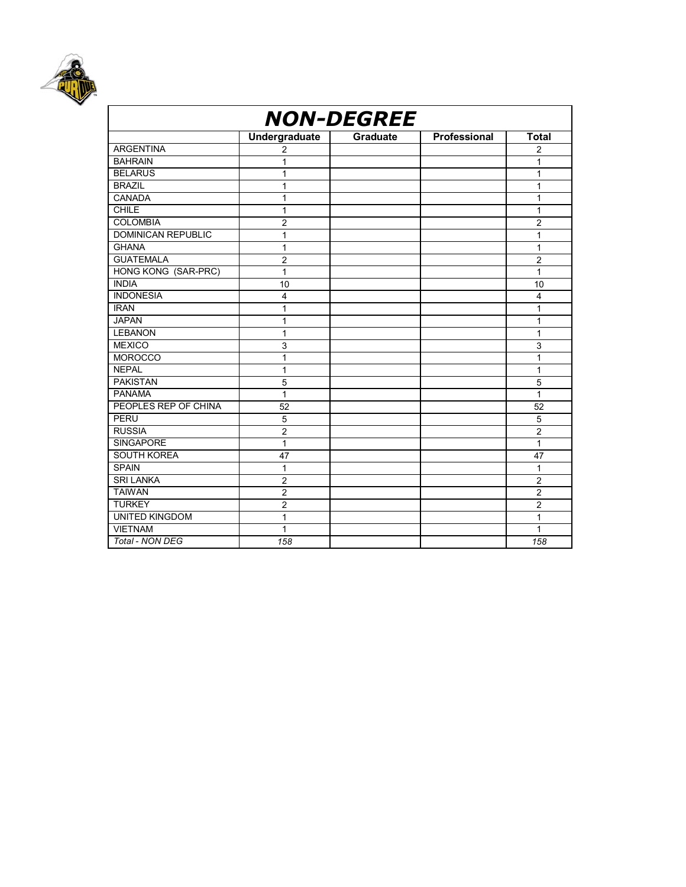| NON-DEGREE | | | | |
|---|---|---|---|---|
| | **Undergraduate** | **Graduate** | **Professional** | **Total** |
| ARGENTINA | 2 | | | 2 |
| BAHRAIN | 1 | | | 1 |
| BELARUS | 1 | | | 1 |
| BRAZIL | 1 | | | 1 |
| CANADA | 1 | | | 1 |
| CHILE | 1 | | | 1 |
| COLOMBIA | 2 | | | 2 |
| DOMINICAN REPUBLIC | 1 | | | 1 |
| GHANA | 1 | | | 1 |
| GUATEMALA | 2 | | | 2 |
| HONG KONG (SAR-PRC) | 1 | | | 1 |
| INDIA | 10 | | | 10 |
| INDONESIA | 4 | | | 4 |
| IRAN | 1 | | | 1 |
| JAPAN | 1 | | | 1 |
| LEBANON | 1 | | | 1 |
| MEXICO | 3 | | | 3 |
| MOROCCO | 1 | | | 1 |
| NEPAL | 1 | | | 1 |
| PAKISTAN | 5 | | | 5 |
| PANAMA | 1 | | | 1 |
| PEOPLES REP OF CHINA | 52 | | | 52 |
| PERU | 5 | | | 5 |
| RUSSIA | 2 | | | 2 |
| SINGAPORE | 1 | | | 1 |
| SOUTH KOREA | 47 | | | 47 |
| SPAIN | 1 | | | 1 |
| SRI LANKA | 2 | | | 2 |
| TAIWAN | 2 | | | 2 |
| TURKEY | 2 | | | 2 |
| UNITED KINGDOM | 1 | | | 1 |
| VIETNAM | 1 | | | 1 |
| *Total - NON DEG* | *158* | | | *158* |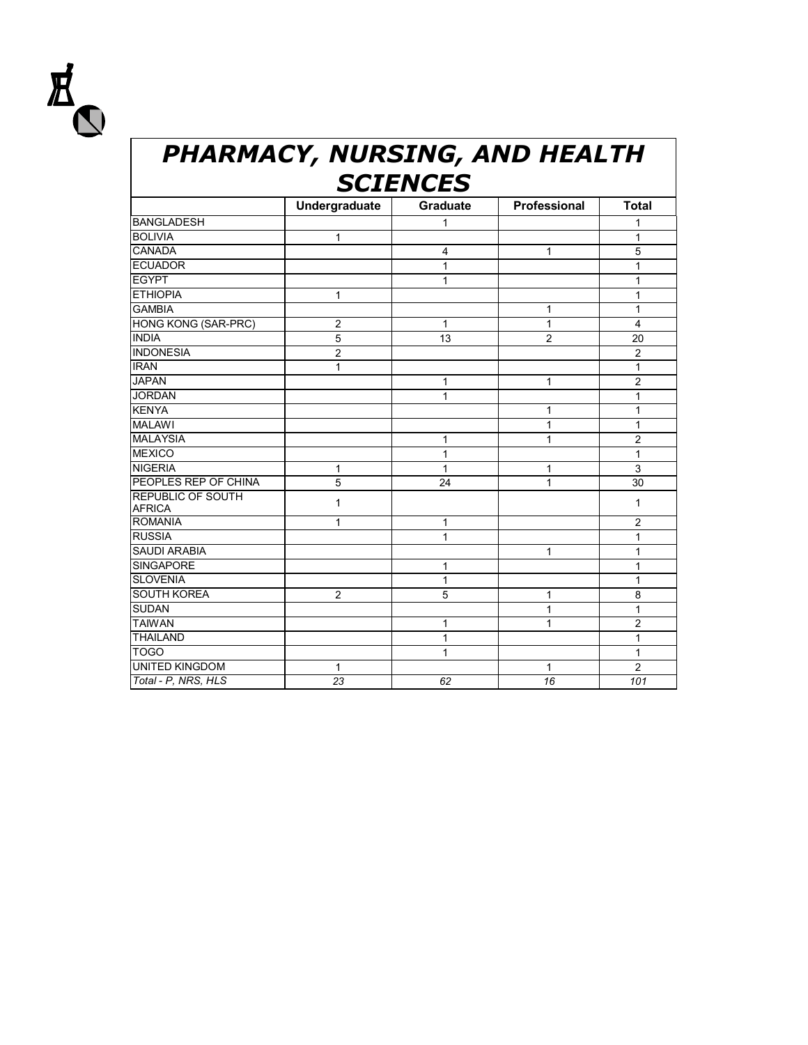# PHARMACY, NURSING, AND HEALTH SCIENCES

| | Undergraduate | Graduate | Professional | Total |
|---|---|---|---|---|
| BANGLADESH | | 1 | | 1 |
| BOLIVIA | 1 | | | 1 |
| CANADA | | 4 | 1 | 5 |
| ECUADOR | | 1 | | 1 |
| EGYPT | | 1 | | 1 |
| ETHIOPIA | 1 | | | 1 |
| GAMBIA | | | 1 | 1 |
| HONG KONG (SAR-PRC) | 2 | 1 | 1 | 4 |
| INDIA | 5 | 13 | 2 | 20 |
| INDONESIA | 2 | | | 2 |
| IRAN | 1 | | | 1 |
| JAPAN | | 1 | 1 | 2 |
| JORDAN | | 1 | | 1 |
| KENYA | | | 1 | 1 |
| MALAWI | | | 1 | 1 |
| MALAYSIA | | 1 | 1 | 2 |
| MEXICO | | 1 | | 1 |
| NIGERIA | 1 | 1 | 1 | 3 |
| PEOPLES REP OF CHINA | 5 | 24 | 1 | 30 |
| REPUBLIC OF SOUTH AFRICA | 1 | | | 1 |
| ROMANIA | 1 | 1 | | 2 |
| RUSSIA | | 1 | | 1 |
| SAUDI ARABIA | | | 1 | 1 |
| SINGAPORE | | 1 | | 1 |
| SLOVENIA | | 1 | | 1 |
| SOUTH KOREA | 2 | 5 | 1 | 8 |
| SUDAN | | | 1 | 1 |
| TAIWAN | | 1 | 1 | 2 |
| THAILAND | | 1 | | 1 |
| TOGO | | 1 | | 1 |
| UNITED KINGDOM | 1 | | 1 | 2 |
| *Total - P, NRS, HLS* | *23* | *62* | *16* | *101* |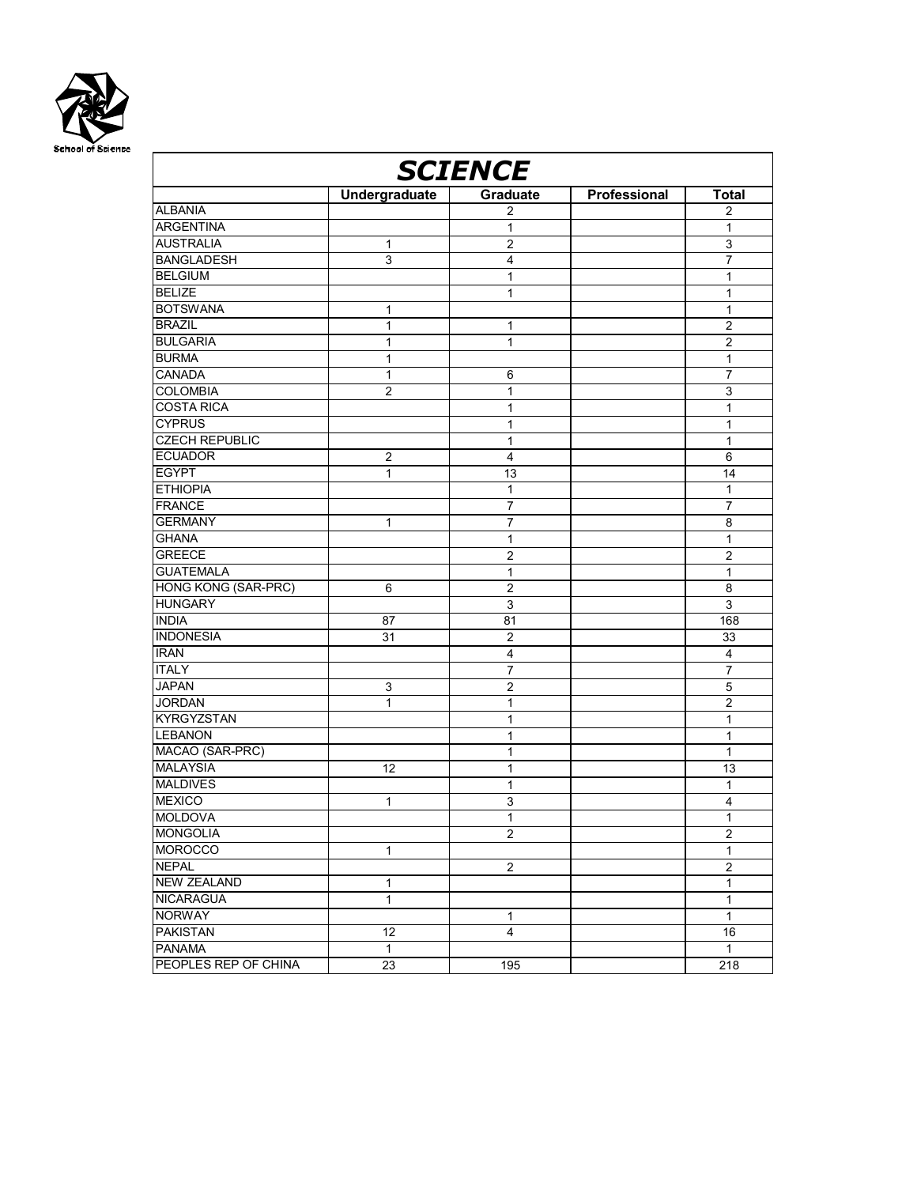School of Science

| SCIENCE | | | | |
|---|---|---|---|---|
| | **Undergraduate** | **Graduate** | **Professional** | **Total** |
| ALBANIA | | 2 | | 2 |
| ARGENTINA | | 1 | | 1 |
| AUSTRALIA | 1 | 2 | | 3 |
| BANGLADESH | 3 | 4 | | 7 |
| BELGIUM | | 1 | | 1 |
| BELIZE | | 1 | | 1 |
| BOTSWANA | 1 | | | 1 |
| BRAZIL | 1 | 1 | | 2 |
| BULGARIA | 1 | 1 | | 2 |
| BURMA | 1 | | | 1 |
| CANADA | 1 | 6 | | 7 |
| COLOMBIA | 2 | 1 | | 3 |
| COSTA RICA | | 1 | | 1 |
| CYPRUS | | 1 | | 1 |
| CZECH REPUBLIC | | 1 | | 1 |
| ECUADOR | 2 | 4 | | 6 |
| EGYPT | 1 | 13 | | 14 |
| ETHIOPIA | | 1 | | 1 |
| FRANCE | | 7 | | 7 |
| GERMANY | 1 | 7 | | 8 |
| GHANA | | 1 | | 1 |
| GREECE | | 2 | | 2 |
| GUATEMALA | | 1 | | 1 |
| HONG KONG (SAR-PRC) | 6 | 2 | | 8 |
| HUNGARY | | 3 | | 3 |
| INDIA | 87 | 81 | | 168 |
| INDONESIA | 31 | 2 | | 33 |
| IRAN | | 4 | | 4 |
| ITALY | | 7 | | 7 |
| JAPAN | 3 | 2 | | 5 |
| JORDAN | 1 | 1 | | 2 |
| KYRGYZSTAN | | 1 | | 1 |
| LEBANON | | 1 | | 1 |
| MACAO (SAR-PRC) | | 1 | | 1 |
| MALAYSIA | 12 | 1 | | 13 |
| MALDIVES | | 1 | | 1 |
| MEXICO | 1 | 3 | | 4 |
| MOLDOVA | | 1 | | 1 |
| MONGOLIA | | 2 | | 2 |
| MOROCCO | 1 | | | 1 |
| NEPAL | | 2 | | 2 |
| NEW ZEALAND | 1 | | | 1 |
| NICARAGUA | 1 | | | 1 |
| NORWAY | | 1 | | 1 |
| PAKISTAN | 12 | 4 | | 16 |
| PANAMA | 1 | | | 1 |
| PEOPLES REP OF CHINA | 23 | 195 | | 218 |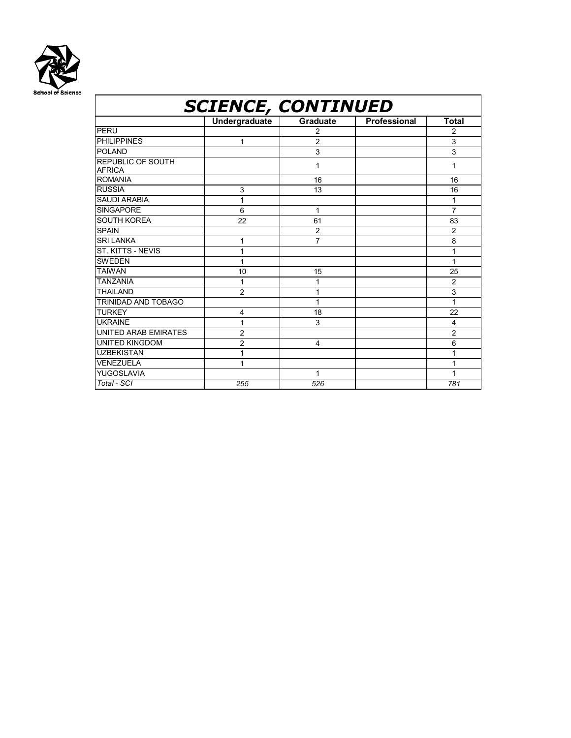School of Science

# SCIENCE, CONTINUED

| | Undergraduate | Graduate | Professional | Total |
|---|---|---|---|---|
| PERU | | 2 | | 2 |
| PHILIPPINES | 1 | 2 | | 3 |
| POLAND | | 3 | | 3 |
| REPUBLIC OF SOUTH AFRICA | | 1 | | 1 |
| ROMANIA | | 16 | | 16 |
| RUSSIA | 3 | 13 | | 16 |
| SAUDI ARABIA | 1 | | | 1 |
| SINGAPORE | 6 | 1 | | 7 |
| SOUTH KOREA | 22 | 61 | | 83 |
| SPAIN | | 2 | | 2 |
| SRI LANKA | 1 | 7 | | 8 |
| ST. KITTS - NEVIS | 1 | | | 1 |
| SWEDEN | 1 | | | 1 |
| TAIWAN | 10 | 15 | | 25 |
| TANZANIA | 1 | 1 | | 2 |
| THAILAND | 2 | 1 | | 3 |
| TRINIDAD AND TOBAGO | | 1 | | 1 |
| TURKEY | 4 | 18 | | 22 |
| UKRAINE | 1 | 3 | | 4 |
| UNITED ARAB EMIRATES | 2 | | | 2 |
| UNITED KINGDOM | 2 | 4 | | 6 |
| UZBEKISTAN | 1 | | | 1 |
| VENEZUELA | 1 | | | 1 |
| YUGOSLAVIA | | 1 | | 1 |
| *Total - SCI* | *255* | *526* | | *781* |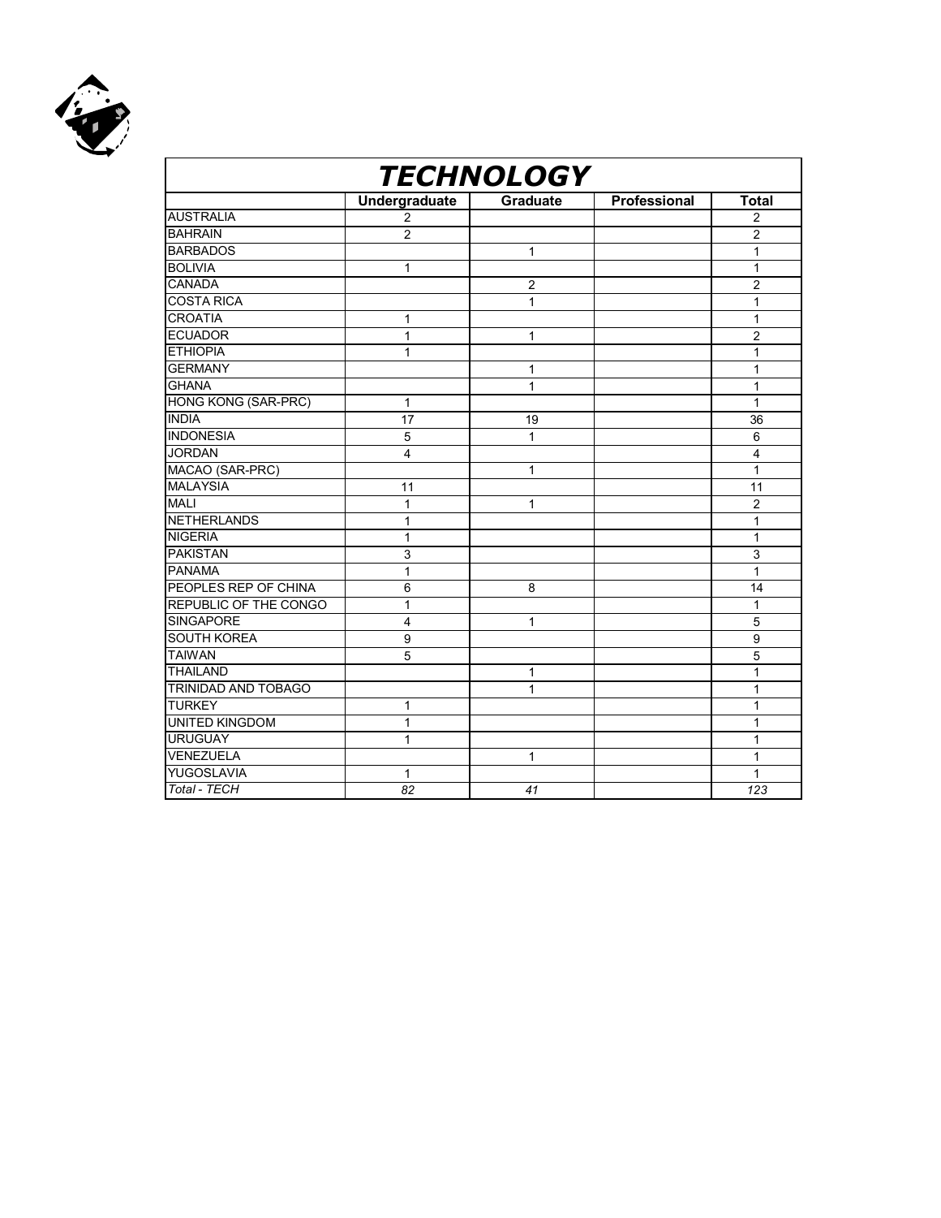| TECHNOLOGY | | | | |
|---|---|---|---|---|
| | **Undergraduate** | **Graduate** | **Professional** | **Total** |
| AUSTRALIA | 2 | | | 2 |
| BAHRAIN | 2 | | | 2 |
| BARBADOS | | 1 | | 1 |
| BOLIVIA | 1 | | | 1 |
| CANADA | | 2 | | 2 |
| COSTA RICA | | 1 | | 1 |
| CROATIA | 1 | | | 1 |
| ECUADOR | 1 | 1 | | 2 |
| ETHIOPIA | 1 | | | 1 |
| GERMANY | | 1 | | 1 |
| GHANA | | 1 | | 1 |
| HONG KONG (SAR-PRC) | 1 | | | 1 |
| INDIA | 17 | 19 | | 36 |
| INDONESIA | 5 | 1 | | 6 |
| JORDAN | 4 | | | 4 |
| MACAO (SAR-PRC) | | 1 | | 1 |
| MALAYSIA | 11 | | | 11 |
| MALI | 1 | 1 | | 2 |
| NETHERLANDS | 1 | | | 1 |
| NIGERIA | 1 | | | 1 |
| PAKISTAN | 3 | | | 3 |
| PANAMA | 1 | | | 1 |
| PEOPLES REP OF CHINA | 6 | 8 | | 14 |
| REPUBLIC OF THE CONGO | 1 | | | 1 |
| SINGAPORE | 4 | 1 | | 5 |
| SOUTH KOREA | 9 | | | 9 |
| TAIWAN | 5 | | | 5 |
| THAILAND | | 1 | | 1 |
| TRINIDAD AND TOBAGO | | 1 | | 1 |
| TURKEY | 1 | | | 1 |
| UNITED KINGDOM | 1 | | | 1 |
| URUGUAY | 1 | | | 1 |
| VENEZUELA | | 1 | | 1 |
| YUGOSLAVIA | 1 | | | 1 |
| *Total - TECH* | *82* | *41* | | *123* |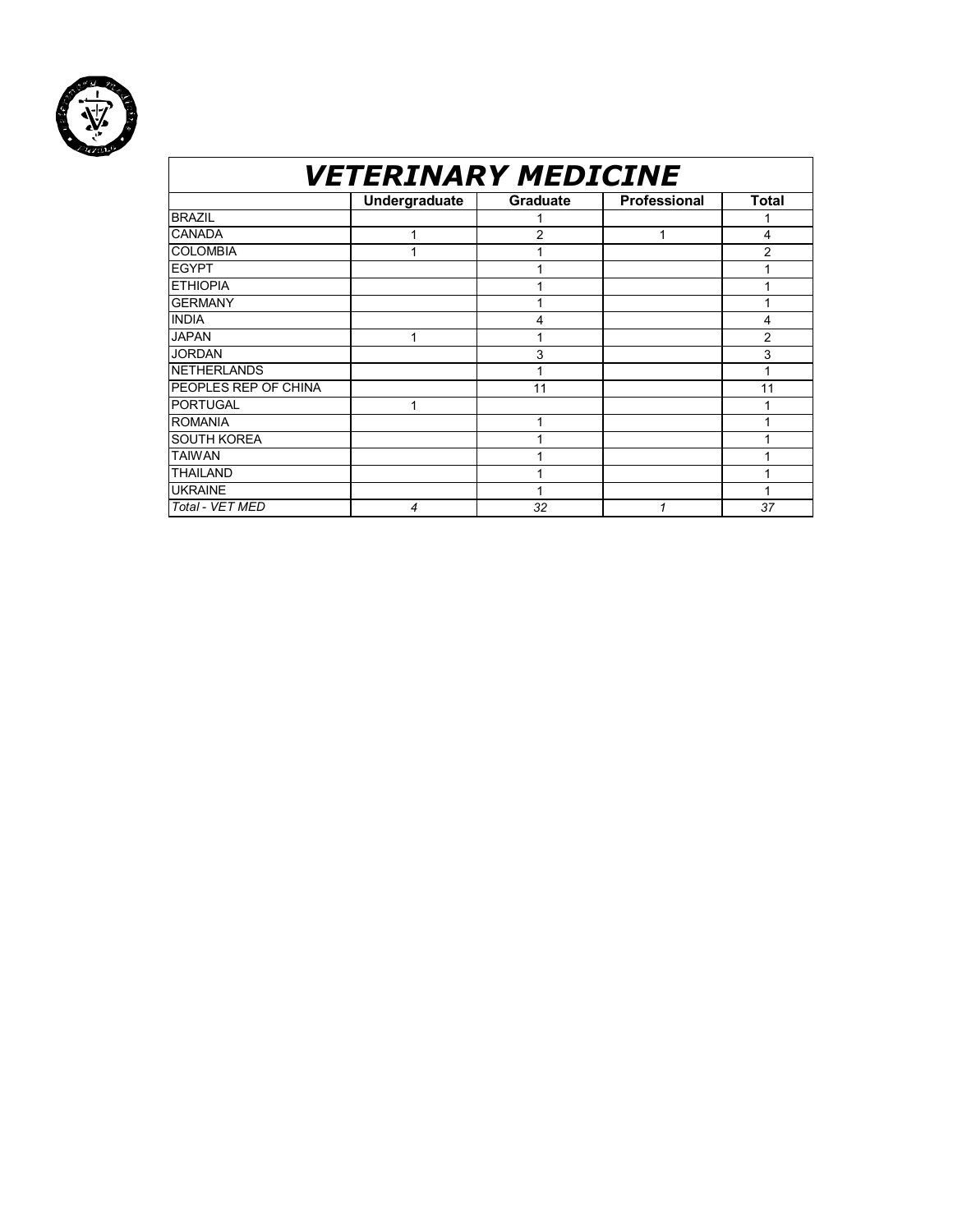# VETERINARY MEDICINE

| | Undergraduate | Graduate | Professional | Total |
|---|---|---|---|---|
| BRAZIL | | 1 | | 1 |
| CANADA | 1 | 2 | 1 | 4 |
| COLOMBIA | 1 | 1 | | 2 |
| EGYPT | | 1 | | 1 |
| ETHIOPIA | | 1 | | 1 |
| GERMANY | | 1 | | 1 |
| INDIA | | 4 | | 4 |
| JAPAN | 1 | 1 | | 2 |
| JORDAN | | 3 | | 3 |
| NETHERLANDS | | 1 | | 1 |
| PEOPLES REP OF CHINA | | 11 | | 11 |
| PORTUGAL | 1 | | | 1 |
| ROMANIA | | 1 | | 1 |
| SOUTH KOREA | | 1 | | 1 |
| TAIWAN | | 1 | | 1 |
| THAILAND | | 1 | | 1 |
| UKRAINE | | 1 | | 1 |
| *Total - VET MED* | *4* | *32* | *1* | *37* |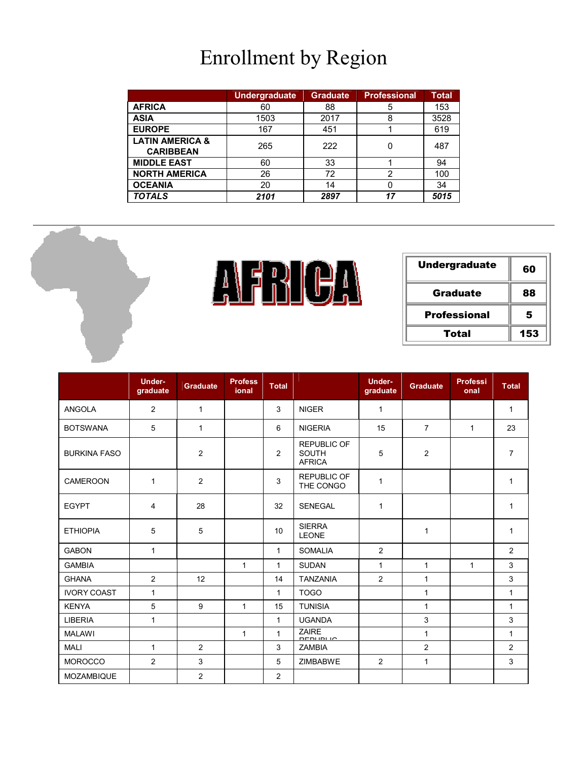# Enrollment by Region

| | Undergraduate | Graduate | Professional | Total |
|---|---|---|---|---|
| **AFRICA** | 60 | 88 | 5 | 153 |
| **ASIA** | 1503 | 2017 | 8 | 3528 |
| **EUROPE** | 167 | 451 | 1 | 619 |
| **LATIN AMERICA & CARIBBEAN** | 265 | 222 | 0 | 487 |
| **MIDDLE EAST** | 60 | 33 | 1 | 94 |
| **NORTH AMERICA** | 26 | 72 | 2 | 100 |
| **OCEANIA** | 20 | 14 | 0 | 34 |
| ***TOTALS*** | ***2101*** | ***2897*** | ***17*** | ***5015*** |

# AFRICA

| | |
|---|---|
| **Undergraduate** | **60** |
| **Graduate** | **88** |
| **Professional** | **5** |
| **Total** | **153** |

| | Under-graduate | Graduate | Professional | Total | | Under-graduate | Graduate | Professional | Total |
|---|---|---|---|---|---|---|---|---|---|
| ANGOLA | 2 | 1 | | 3 | NIGER | 1 | | | 1 |
| BOTSWANA | 5 | 1 | | 6 | NIGERIA | 15 | 7 | 1 | 23 |
| BURKINA FASO | | 2 | | 2 | REPUBLIC OF SOUTH AFRICA | 5 | 2 | | 7 |
| CAMEROON | 1 | 2 | | 3 | REPUBLIC OF THE CONGO | 1 | | | 1 |
| EGYPT | 4 | 28 | | 32 | SENEGAL | 1 | | | 1 |
| ETHIOPIA | 5 | 5 | | 10 | SIERRA LEONE | | 1 | | 1 |
| GABON | 1 | | | 1 | SOMALIA | 2 | | | 2 |
| GAMBIA | | | 1 | 1 | SUDAN | 1 | 1 | 1 | 3 |
| GHANA | 2 | 12 | | 14 | TANZANIA | 2 | 1 | | 3 |
| IVORY COAST | 1 | | | 1 | TOGO | | 1 | | 1 |
| KENYA | 5 | 9 | 1 | 15 | TUNISIA | | 1 | | 1 |
| LIBERIA | 1 | | | 1 | UGANDA | | 3 | | 3 |
| MALAWI | | | 1 | 1 | ZAIRE REPUBLIC | | 1 | | 1 |
| MALI | 1 | 2 | | 3 | ZAMBIA | | 2 | | 2 |
| MOROCCO | 2 | 3 | | 5 | ZIMBABWE | 2 | 1 | | 3 |
| MOZAMBIQUE | | 2 | | 2 | | | | | |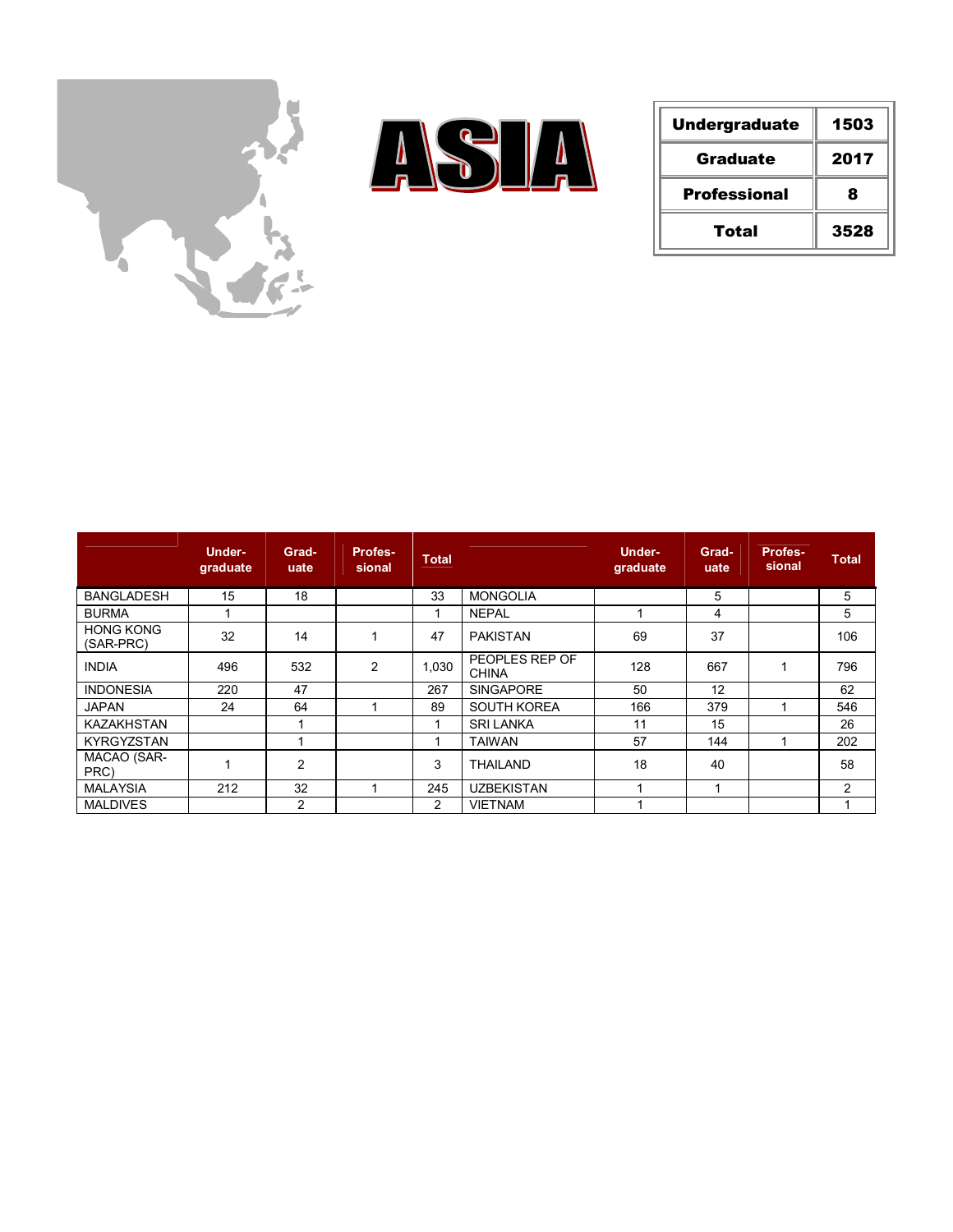# ASIA

| Undergraduate | 1503 |
|---|---|
| Graduate | 2017 |
| Professional | 8 |
| Total | 3528 |

| | Under-graduate | Grad-uate | Profes-sional | Total | | Under-graduate | Grad-uate | Profes-sional | Total |
|---|---|---|---|---|---|---|---|---|---|
| BANGLADESH | 15 | 18 | | 33 | MONGOLIA | | 5 | | 5 |
| BURMA | 1 | | | 1 | NEPAL | 1 | 4 | | 5 |
| HONG KONG (SAR-PRC) | 32 | 14 | 1 | 47 | PAKISTAN | 69 | 37 | | 106 |
| INDIA | 496 | 532 | 2 | 1,030 | PEOPLES REP OF CHINA | 128 | 667 | 1 | 796 |
| INDONESIA | 220 | 47 | | 267 | SINGAPORE | 50 | 12 | | 62 |
| JAPAN | 24 | 64 | 1 | 89 | SOUTH KOREA | 166 | 379 | 1 | 546 |
| KAZAKHSTAN | | 1 | | 1 | SRI LANKA | 11 | 15 | | 26 |
| KYRGYZSTAN | | 1 | | 1 | TAIWAN | 57 | 144 | 1 | 202 |
| MACAO (SAR-PRC) | 1 | 2 | | 3 | THAILAND | 18 | 40 | | 58 |
| MALAYSIA | 212 | 32 | 1 | 245 | UZBEKISTAN | 1 | 1 | | 2 |
| MALDIVES | | 2 | | 2 | VIETNAM | 1 | | | 1 |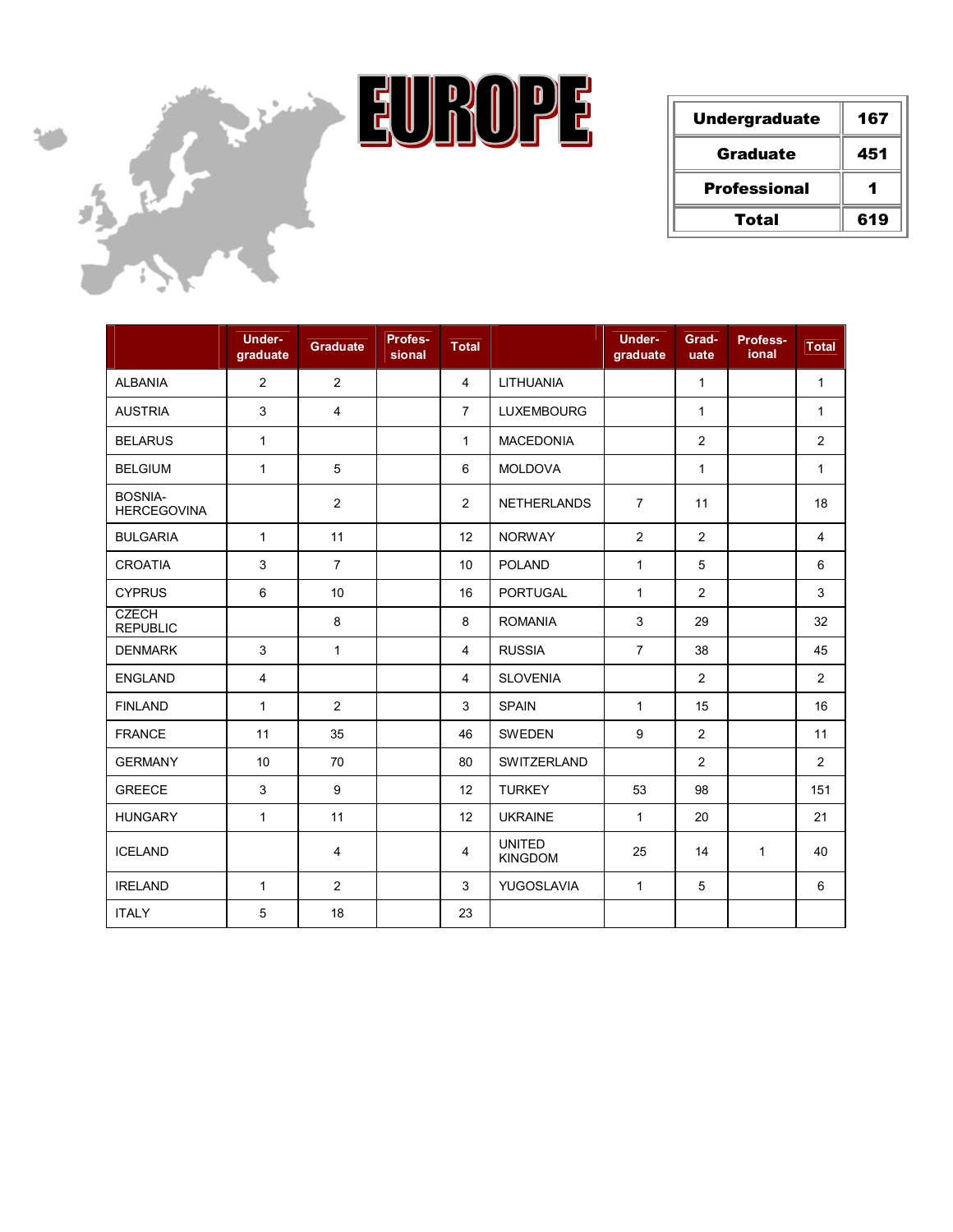# EUROPE

| Undergraduate | 167 |
|---|---|
| Graduate | 451 |
| Professional | 1 |
| Total | 619 |

| | Under-graduate | Graduate | Profes-sional | Total | | Under-graduate | Grad-uate | Profess-ional | Total |
|---|---|---|---|---|---|---|---|---|---|
| ALBANIA | 2 | 2 | | 4 | LITHUANIA | | 1 | | 1 |
| AUSTRIA | 3 | 4 | | 7 | LUXEMBOURG | | 1 | | 1 |
| BELARUS | 1 | | | 1 | MACEDONIA | | 2 | | 2 |
| BELGIUM | 1 | 5 | | 6 | MOLDOVA | | 1 | | 1 |
| BOSNIA-HERCEGOVINA | | 2 | | 2 | NETHERLANDS | 7 | 11 | | 18 |
| BULGARIA | 1 | 11 | | 12 | NORWAY | 2 | 2 | | 4 |
| CROATIA | 3 | 7 | | 10 | POLAND | 1 | 5 | | 6 |
| CYPRUS | 6 | 10 | | 16 | PORTUGAL | 1 | 2 | | 3 |
| CZECH REPUBLIC | | 8 | | 8 | ROMANIA | 3 | 29 | | 32 |
| DENMARK | 3 | 1 | | 4 | RUSSIA | 7 | 38 | | 45 |
| ENGLAND | 4 | | | 4 | SLOVENIA | | 2 | | 2 |
| FINLAND | 1 | 2 | | 3 | SPAIN | 1 | 15 | | 16 |
| FRANCE | 11 | 35 | | 46 | SWEDEN | 9 | 2 | | 11 |
| GERMANY | 10 | 70 | | 80 | SWITZERLAND | | 2 | | 2 |
| GREECE | 3 | 9 | | 12 | TURKEY | 53 | 98 | | 151 |
| HUNGARY | 1 | 11 | | 12 | UKRAINE | 1 | 20 | | 21 |
| ICELAND | | 4 | | 4 | UNITED KINGDOM | 25 | 14 | 1 | 40 |
| IRELAND | 1 | 2 | | 3 | YUGOSLAVIA | 1 | 5 | | 6 |
| ITALY | 5 | 18 | | 23 | | | | | |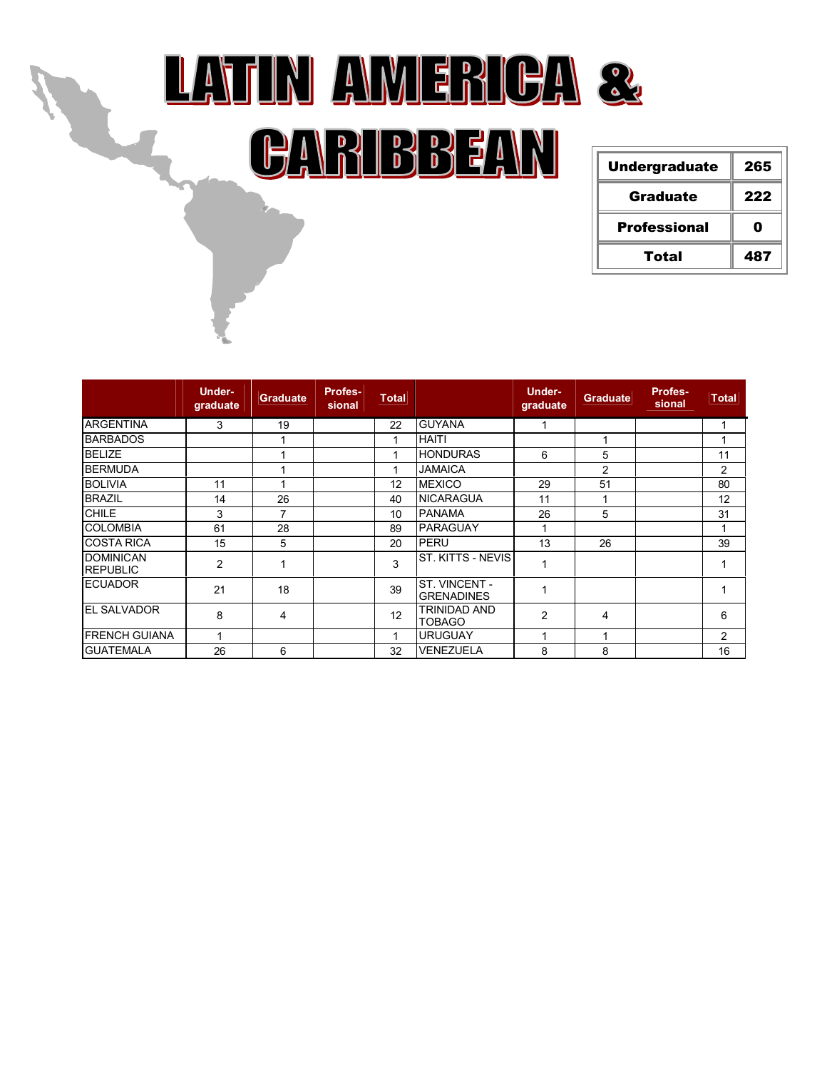# LATIN AMERICA & CARIBBEAN

| Undergraduate | 265 |
|---|---|
| Graduate | 222 |
| Professional | 0 |
| Total | 487 |

| | Under-graduate | Graduate | Profes-sional | Total | | Under-graduate | Graduate | Profes-sional | Total |
|---|---|---|---|---|---|---|---|---|---|
| ARGENTINA | 3 | 19 | | 22 | GUYANA | 1 | | | 1 |
| BARBADOS | | 1 | | 1 | HAITI | | 1 | | 1 |
| BELIZE | | 1 | | 1 | HONDURAS | 6 | 5 | | 11 |
| BERMUDA | | 1 | | 1 | JAMAICA | | 2 | | 2 |
| BOLIVIA | 11 | 1 | | 12 | MEXICO | 29 | 51 | | 80 |
| BRAZIL | 14 | 26 | | 40 | NICARAGUA | 11 | 1 | | 12 |
| CHILE | 3 | 7 | | 10 | PANAMA | 26 | 5 | | 31 |
| COLOMBIA | 61 | 28 | | 89 | PARAGUAY | 1 | | | 1 |
| COSTA RICA | 15 | 5 | | 20 | PERU | 13 | 26 | | 39 |
| DOMINICAN REPUBLIC | 2 | 1 | | 3 | ST. KITTS - NEVIS | 1 | | | 1 |
| ECUADOR | 21 | 18 | | 39 | ST. VINCENT - GRENADINES | 1 | | | 1 |
| EL SALVADOR | 8 | 4 | | 12 | TRINIDAD AND TOBAGO | 2 | 4 | | 6 |
| FRENCH GUIANA | 1 | | | 1 | URUGUAY | 1 | 1 | | 2 |
| GUATEMALA | 26 | 6 | | 32 | VENEZUELA | 8 | 8 | | 16 |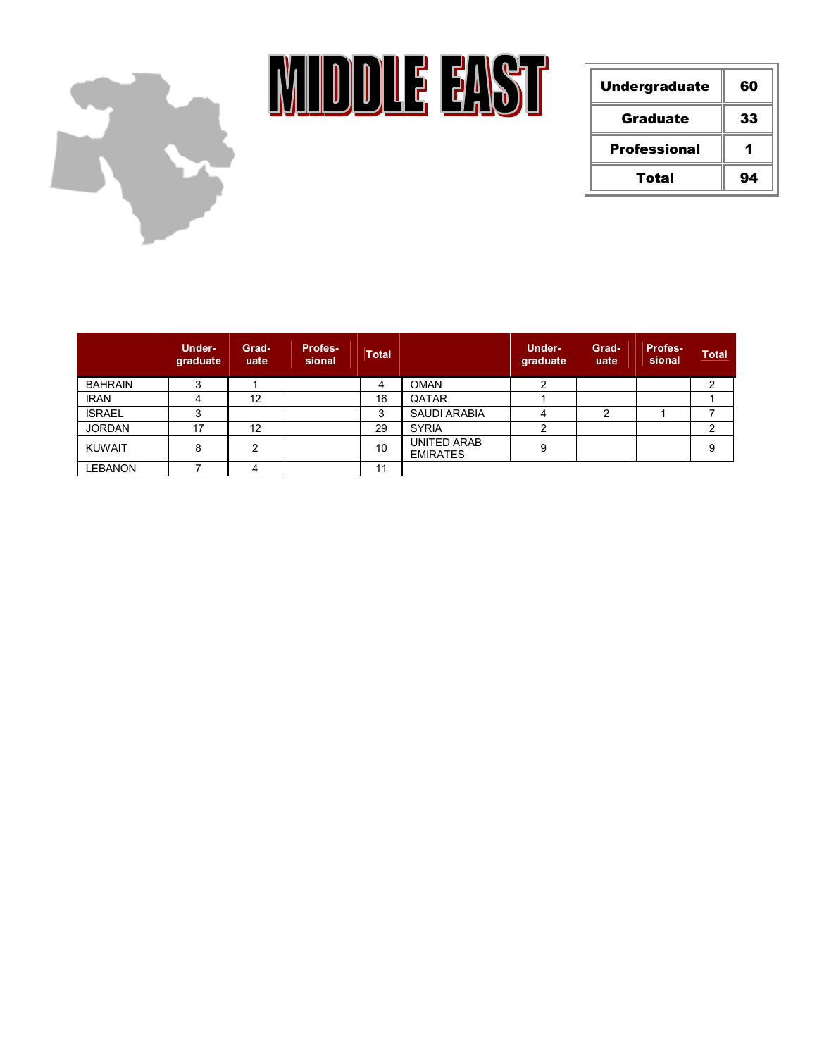# MIDDLE EAST

| Undergraduate | 60 |
|---|---|
| Graduate | 33 |
| Professional | 1 |
| Total | 94 |

| | Under-graduate | Grad-uate | Profes-sional | Total |
|---|---|---|---|---|
| BAHRAIN | 3 | 1 | | 4 |
| IRAN | 4 | 12 | | 16 |
| ISRAEL | 3 | | | 3 |
| JORDAN | 17 | 12 | | 29 |
| KUWAIT | 8 | 2 | | 10 |
| LEBANON | 7 | 4 | | 11 |
| OMAN | 2 | | | 2 |
| QATAR | 1 | | | 1 |
| SAUDI ARABIA | 4 | 2 | 1 | 7 |
| SYRIA | 2 | | | 2 |
| UNITED ARAB EMIRATES | 9 | | | 9 |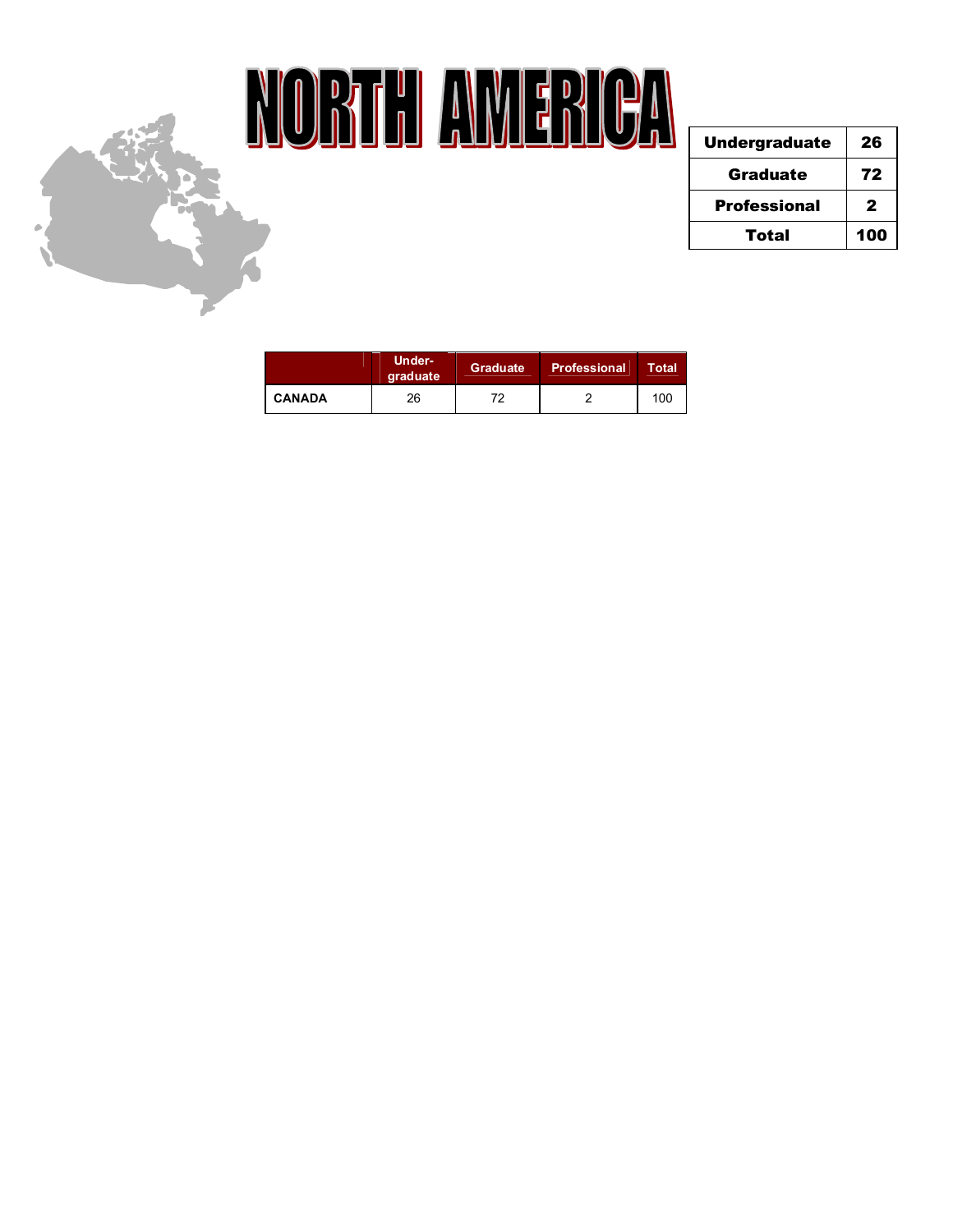# NORTH AMERICA

| Undergraduate | 26 |
|---|---|
| Graduate | 72 |
| Professional | 2 |
| Total | 100 |

| | Under-graduate | Graduate | Professional | Total |
|---|---|---|---|---|
| CANADA | 26 | 72 | 2 | 100 |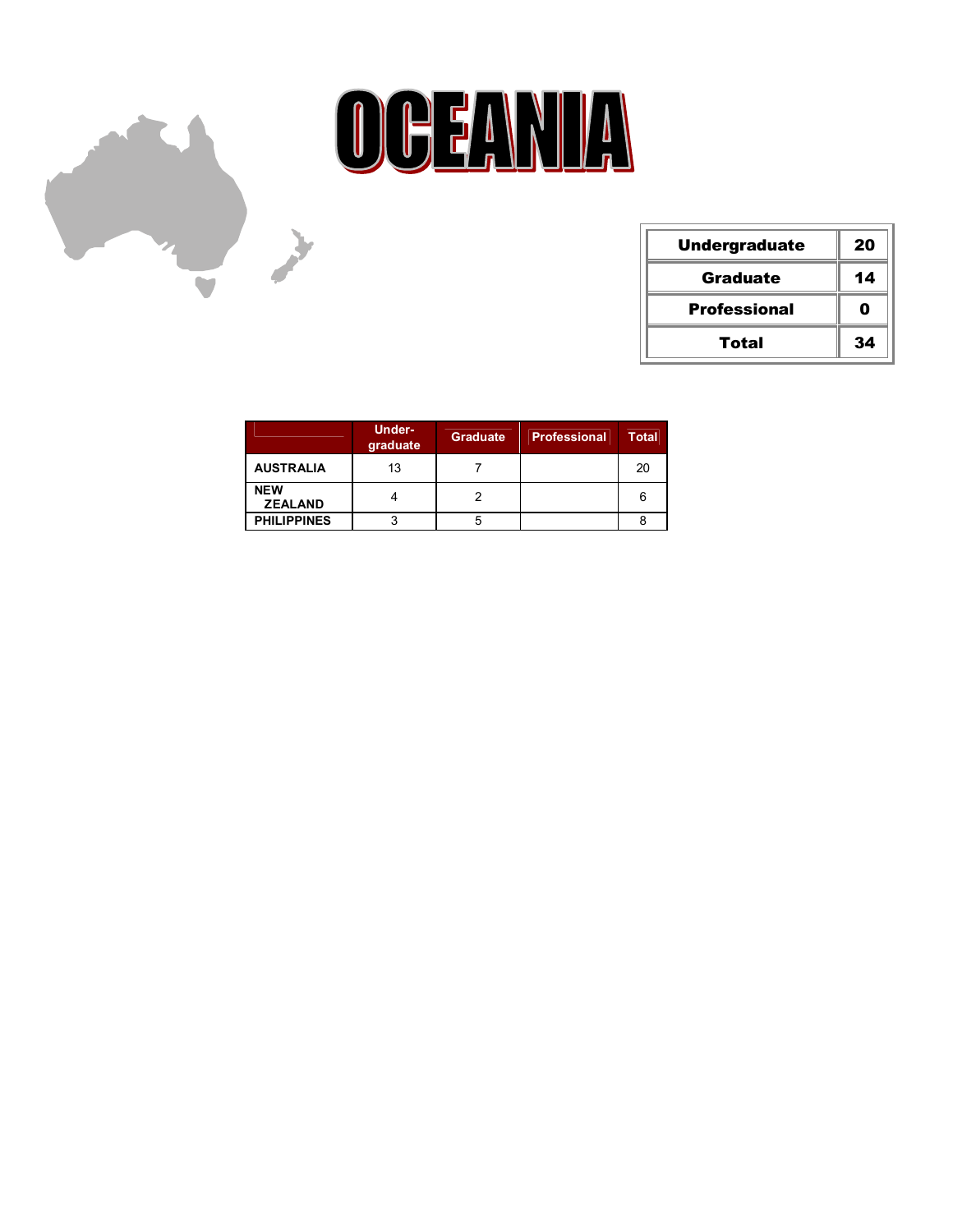# OCEANIA

| Undergraduate | 20 |
|---|---|
| Graduate | 14 |
| Professional | 0 |
| Total | 34 |

| | Under-graduate | Graduate | Professional | Total |
|---|---|---|---|---|
| AUSTRALIA | 13 | 7 | | 20 |
| NEW ZEALAND | 4 | 2 | | 6 |
| PHILIPPINES | 3 | 5 | | 8 |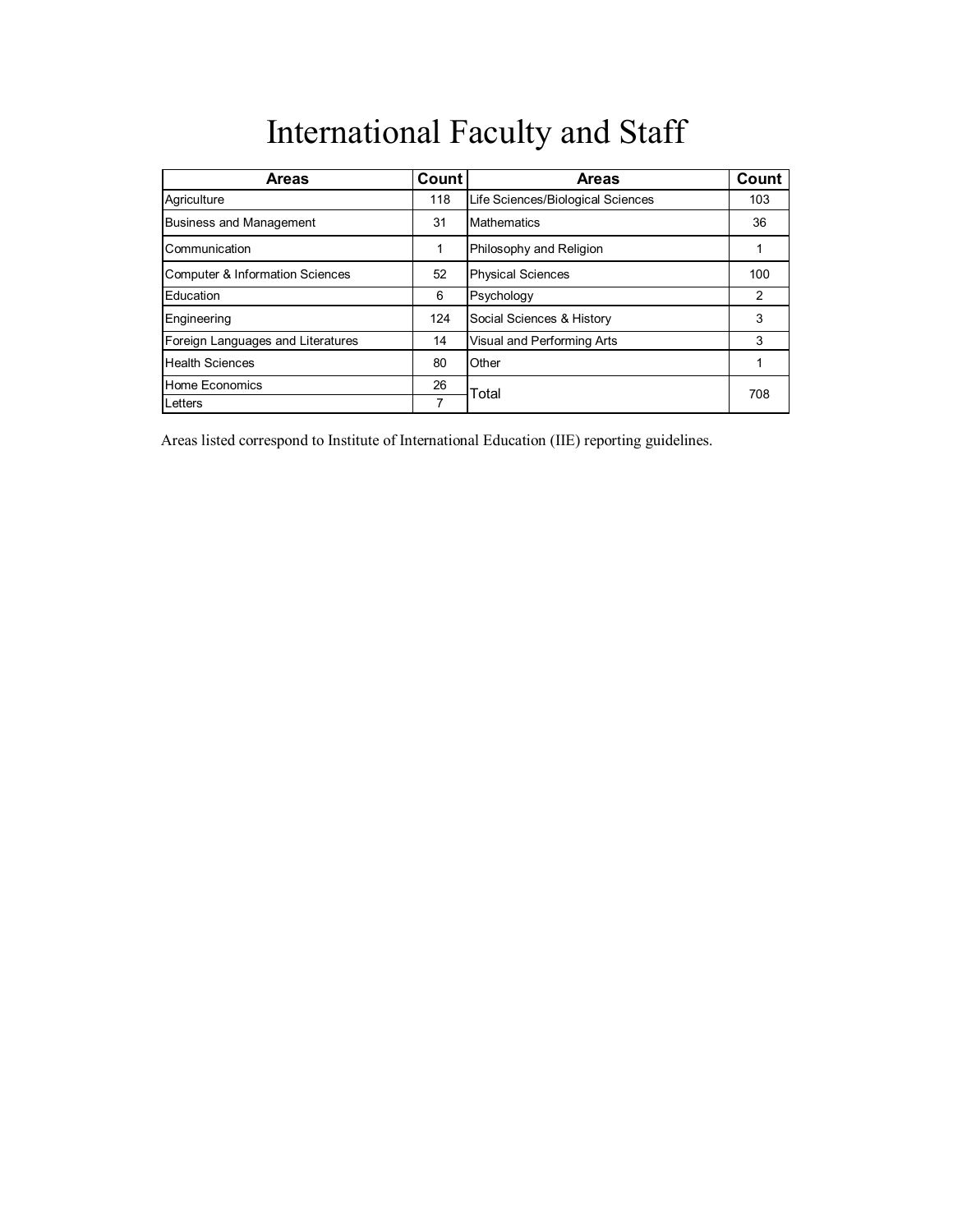# International Faculty and Staff

| Areas | Count | Areas | Count |
|---|---|---|---|
| Agriculture | 118 | Life Sciences/Biological Sciences | 103 |
| Business and Management | 31 | Mathematics | 36 |
| Communication | 1 | Philosophy and Religion | 1 |
| Computer & Information Sciences | 52 | Physical Sciences | 100 |
| Education | 6 | Psychology | 2 |
| Engineering | 124 | Social Sciences & History | 3 |
| Foreign Languages and Literatures | 14 | Visual and Performing Arts | 3 |
| Health Sciences | 80 | Other | 1 |
| Home Economics | 26 | Total | 708 |
| Letters | 7 | | |

Areas listed correspond to Institute of International Education (IIE) reporting guidelines.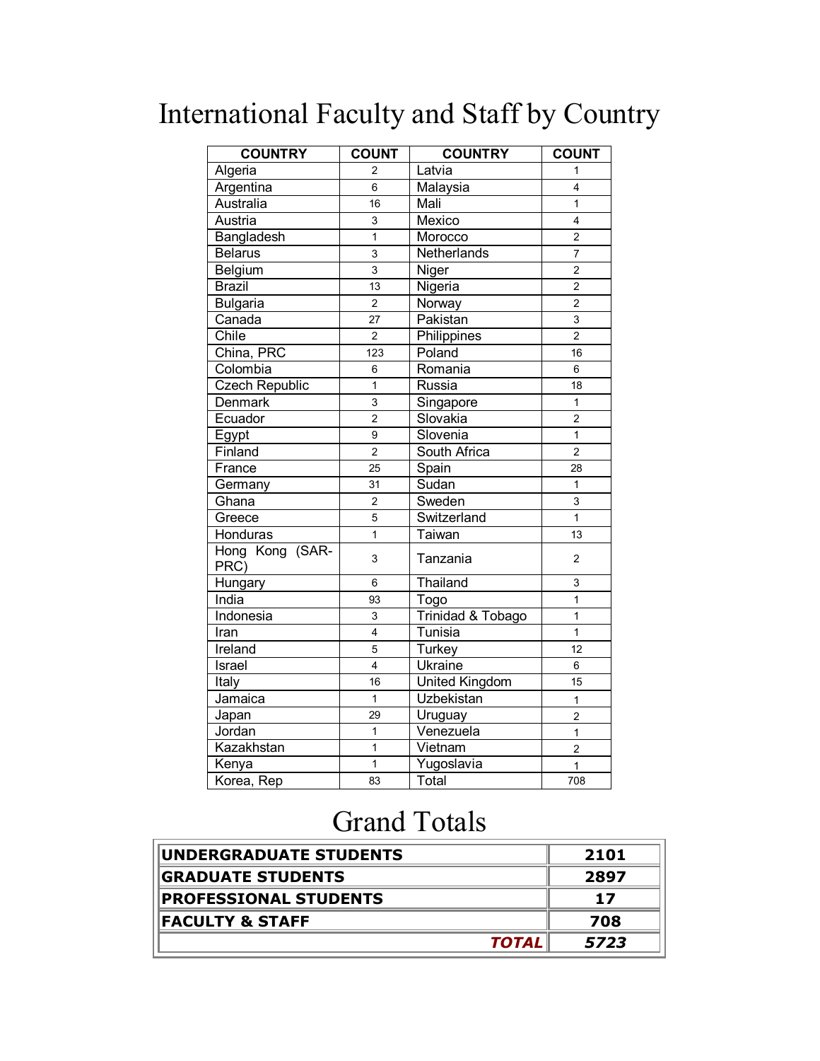# International Faculty and Staff by Country

| COUNTRY | COUNT | COUNTRY | COUNT |
|---|---|---|---|
| Algeria | 2 | Latvia | 1 |
| Argentina | 6 | Malaysia | 4 |
| Australia | 16 | Mali | 1 |
| Austria | 3 | Mexico | 4 |
| Bangladesh | 1 | Morocco | 2 |
| Belarus | 3 | Netherlands | 7 |
| Belgium | 3 | Niger | 2 |
| Brazil | 13 | Nigeria | 2 |
| Bulgaria | 2 | Norway | 2 |
| Canada | 27 | Pakistan | 3 |
| Chile | 2 | Philippines | 2 |
| China, PRC | 123 | Poland | 16 |
| Colombia | 6 | Romania | 6 |
| Czech Republic | 1 | Russia | 18 |
| Denmark | 3 | Singapore | 1 |
| Ecuador | 2 | Slovakia | 2 |
| Egypt | 9 | Slovenia | 1 |
| Finland | 2 | South Africa | 2 |
| France | 25 | Spain | 28 |
| Germany | 31 | Sudan | 1 |
| Ghana | 2 | Sweden | 3 |
| Greece | 5 | Switzerland | 1 |
| Honduras | 1 | Taiwan | 13 |
| Hong Kong (SAR-PRC) | 3 | Tanzania | 2 |
| Hungary | 6 | Thailand | 3 |
| India | 93 | Togo | 1 |
| Indonesia | 3 | Trinidad & Tobago | 1 |
| Iran | 4 | Tunisia | 1 |
| Ireland | 5 | Turkey | 12 |
| Israel | 4 | Ukraine | 6 |
| Italy | 16 | United Kingdom | 15 |
| Jamaica | 1 | Uzbekistan | 1 |
| Japan | 29 | Uruguay | 2 |
| Jordan | 1 | Venezuela | 1 |
| Kazakhstan | 1 | Vietnam | 2 |
| Kenya | 1 | Yugoslavia | 1 |
| Korea, Rep | 83 | Total | 708 |

# Grand Totals

| | |
|---|---|
| **UNDERGRADUATE STUDENTS** | **2101** |
| **GRADUATE STUDENTS** | **2897** |
| **PROFESSIONAL STUDENTS** | **17** |
| **FACULTY & STAFF** | **708** |
| ***TOTAL*** | ***5723*** |